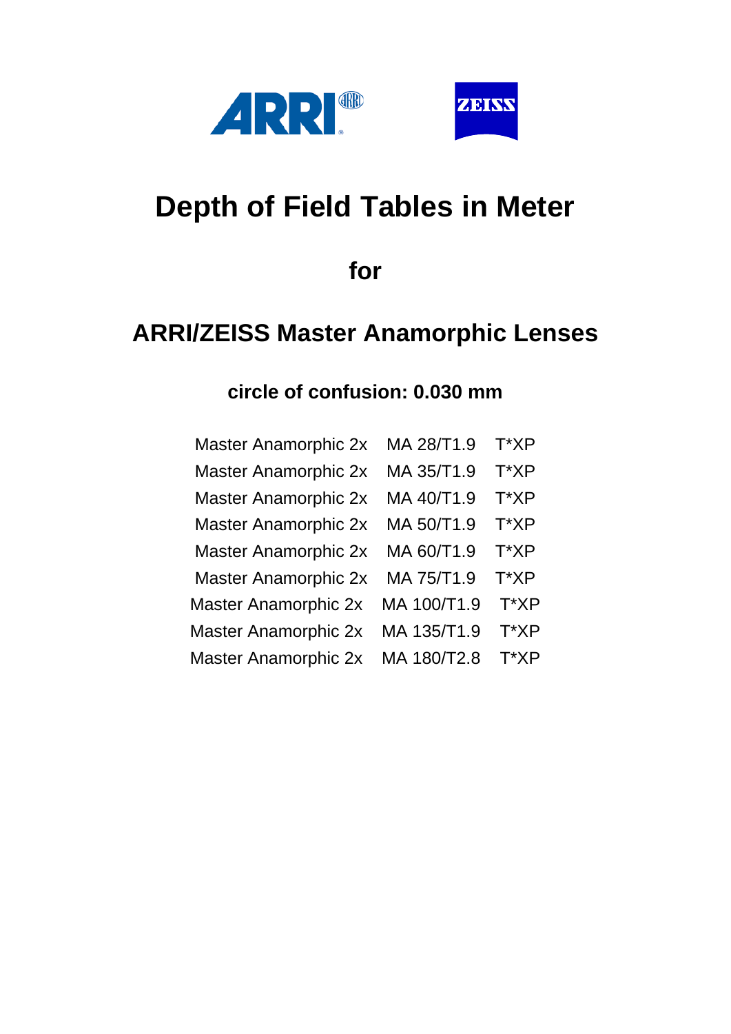ARRI

ZEISS

# Depth of Field Tables in Meter

## for

## ARRI/ZEISS Master Anamorphic Lenses

### circle of confusion: 0.030 mm

Master Anamorphic 2x MA 28/T1.9 T*XP

Master Anamorphic 2x MA 35/T1.9 T*XP

Master Anamorphic 2x MA 40/T1.9 T*XP

Master Anamorphic 2x MA 50/T1.9 T*XP

Master Anamorphic 2x MA 60/T1.9 T*XP

Master Anamorphic 2x MA 75/T1.9 T*XP

Master Anamorphic 2x MA 100/T1.9 T*XP

Master Anamorphic 2x MA 135/T1.9 T*XP

Master Anamorphic 2x MA 180/T2.8 T*XP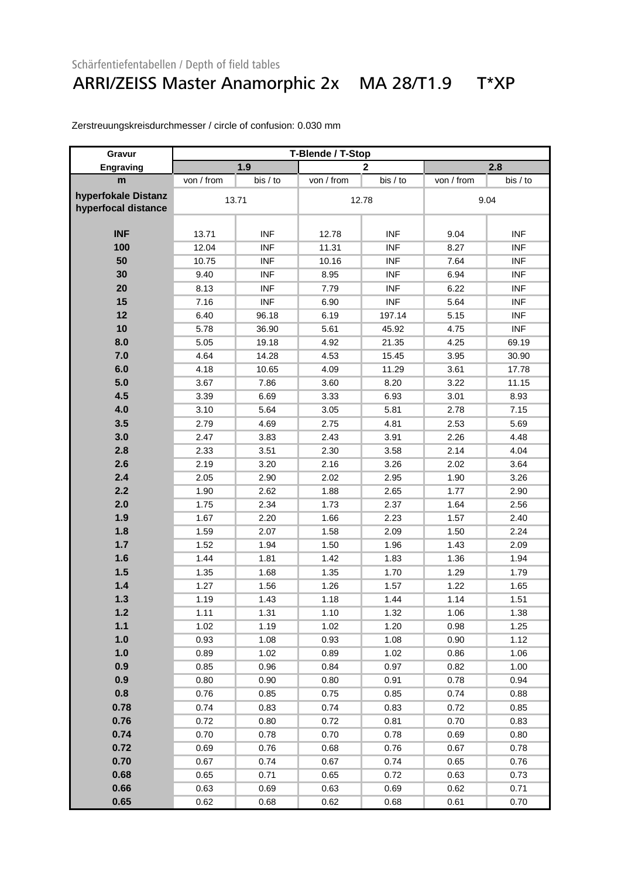Schärfentiefentabellen / Depth of field tables

# ARRI/ZEISS Master Anamorphic 2x MA 28/T1.9 T*XP

Zerstreuungskreisdurchmesser / circle of confusion: 0.030 mm

| Gravur | T-Blende / T-Stop | | | | | |
|---|---|---|---|---|---|---|
| Engraving | 1.9 | | 2 | | 2.8 | |
| m | von / from | bis / to | von / from | bis / to | von / from | bis / to |
| hyperfokale Distanz hyperfocal distance | 13.71 | | 12.78 | | 9.04 | |
| INF | 13.71 | INF | 12.78 | INF | 9.04 | INF |
| 100 | 12.04 | INF | 11.31 | INF | 8.27 | INF |
| 50 | 10.75 | INF | 10.16 | INF | 7.64 | INF |
| 30 | 9.40 | INF | 8.95 | INF | 6.94 | INF |
| 20 | 8.13 | INF | 7.79 | INF | 6.22 | INF |
| 15 | 7.16 | INF | 6.90 | INF | 5.64 | INF |
| 12 | 6.40 | 96.18 | 6.19 | 197.14 | 5.15 | INF |
| 10 | 5.78 | 36.90 | 5.61 | 45.92 | 4.75 | INF |
| 8.0 | 5.05 | 19.18 | 4.92 | 21.35 | 4.25 | 69.19 |
| 7.0 | 4.64 | 14.28 | 4.53 | 15.45 | 3.95 | 30.90 |
| 6.0 | 4.18 | 10.65 | 4.09 | 11.29 | 3.61 | 17.78 |
| 5.0 | 3.67 | 7.86 | 3.60 | 8.20 | 3.22 | 11.15 |
| 4.5 | 3.39 | 6.69 | 3.33 | 6.93 | 3.01 | 8.93 |
| 4.0 | 3.10 | 5.64 | 3.05 | 5.81 | 2.78 | 7.15 |
| 3.5 | 2.79 | 4.69 | 2.75 | 4.81 | 2.53 | 5.69 |
| 3.0 | 2.47 | 3.83 | 2.43 | 3.91 | 2.26 | 4.48 |
| 2.8 | 2.33 | 3.51 | 2.30 | 3.58 | 2.14 | 4.04 |
| 2.6 | 2.19 | 3.20 | 2.16 | 3.26 | 2.02 | 3.64 |
| 2.4 | 2.05 | 2.90 | 2.02 | 2.95 | 1.90 | 3.26 |
| 2.2 | 1.90 | 2.62 | 1.88 | 2.65 | 1.77 | 2.90 |
| 2.0 | 1.75 | 2.34 | 1.73 | 2.37 | 1.64 | 2.56 |
| 1.9 | 1.67 | 2.20 | 1.66 | 2.23 | 1.57 | 2.40 |
| 1.8 | 1.59 | 2.07 | 1.58 | 2.09 | 1.50 | 2.24 |
| 1.7 | 1.52 | 1.94 | 1.50 | 1.96 | 1.43 | 2.09 |
| 1.6 | 1.44 | 1.81 | 1.42 | 1.83 | 1.36 | 1.94 |
| 1.5 | 1.35 | 1.68 | 1.35 | 1.70 | 1.29 | 1.79 |
| 1.4 | 1.27 | 1.56 | 1.26 | 1.57 | 1.22 | 1.65 |
| 1.3 | 1.19 | 1.43 | 1.18 | 1.44 | 1.14 | 1.51 |
| 1.2 | 1.11 | 1.31 | 1.10 | 1.32 | 1.06 | 1.38 |
| 1.1 | 1.02 | 1.19 | 1.02 | 1.20 | 0.98 | 1.25 |
| 1.0 | 0.93 | 1.08 | 0.93 | 1.08 | 0.90 | 1.12 |
| 1.0 | 0.89 | 1.02 | 0.89 | 1.02 | 0.86 | 1.06 |
| 0.9 | 0.85 | 0.96 | 0.84 | 0.97 | 0.82 | 1.00 |
| 0.9 | 0.80 | 0.90 | 0.80 | 0.91 | 0.78 | 0.94 |
| 0.8 | 0.76 | 0.85 | 0.75 | 0.85 | 0.74 | 0.88 |
| 0.78 | 0.74 | 0.83 | 0.74 | 0.83 | 0.72 | 0.85 |
| 0.76 | 0.72 | 0.80 | 0.72 | 0.81 | 0.70 | 0.83 |
| 0.74 | 0.70 | 0.78 | 0.70 | 0.78 | 0.69 | 0.80 |
| 0.72 | 0.69 | 0.76 | 0.68 | 0.76 | 0.67 | 0.78 |
| 0.70 | 0.67 | 0.74 | 0.67 | 0.74 | 0.65 | 0.76 |
| 0.68 | 0.65 | 0.71 | 0.65 | 0.72 | 0.63 | 0.73 |
| 0.66 | 0.63 | 0.69 | 0.63 | 0.69 | 0.62 | 0.71 |
| 0.65 | 0.62 | 0.68 | 0.62 | 0.68 | 0.61 | 0.70 |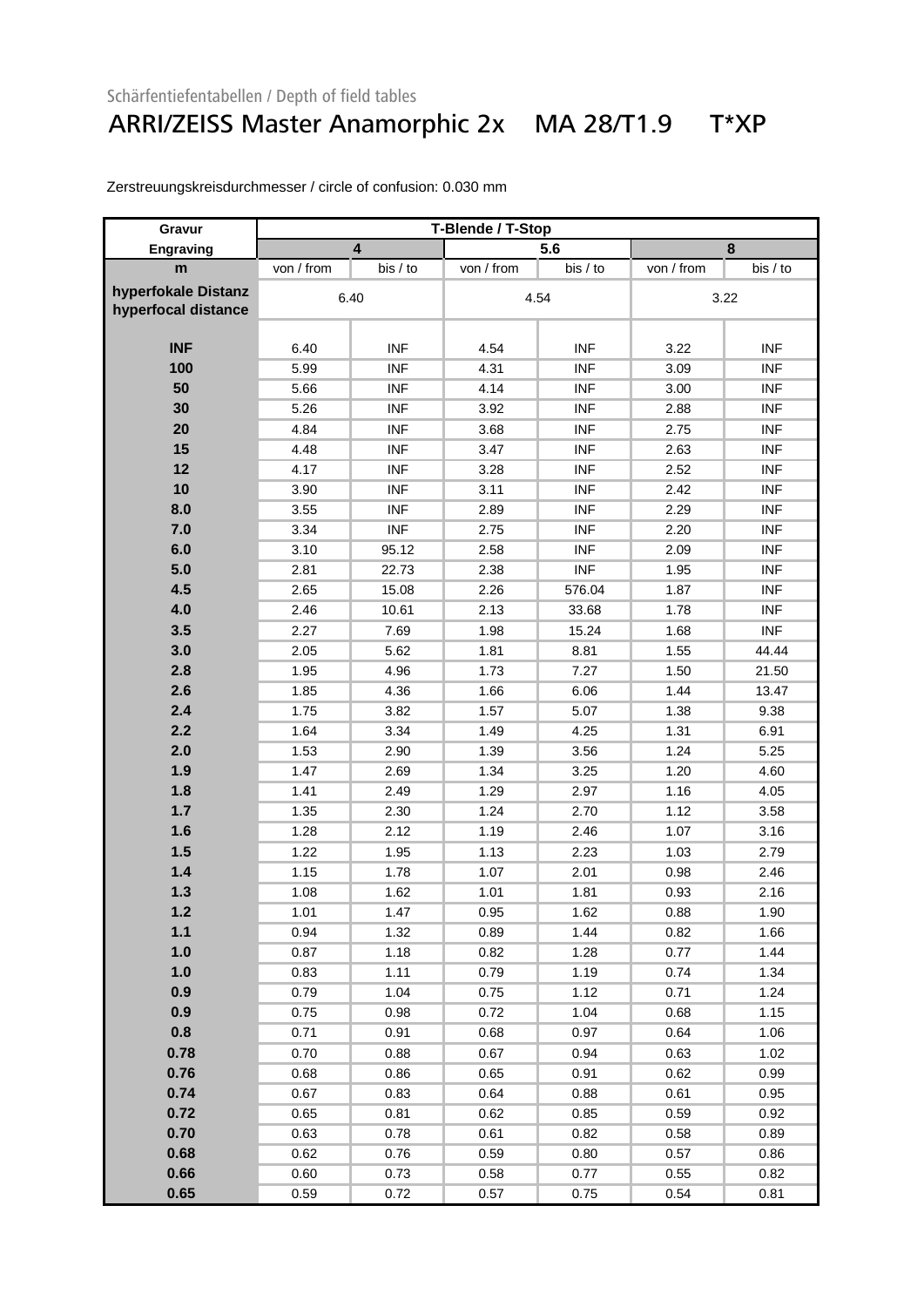Schärfentiefentabellen / Depth of field tables

# ARRI/ZEISS Master Anamorphic 2x MA 28/T1.9 T*XP

Zerstreuungskreisdurchmesser / circle of confusion: 0.030 mm

| Gravur | T-Blende / T-Stop | | | | | |
|---|---|---|---|---|---|---|
| Engraving | 4 | | 5.6 | | 8 | |
| m | von / from | bis / to | von / from | bis / to | von / from | bis / to |
| hyperfokale Distanz hyperfocal distance | 6.40 | | 4.54 | | 3.22 | |
| INF | 6.40 | INF | 4.54 | INF | 3.22 | INF |
| 100 | 5.99 | INF | 4.31 | INF | 3.09 | INF |
| 50 | 5.66 | INF | 4.14 | INF | 3.00 | INF |
| 30 | 5.26 | INF | 3.92 | INF | 2.88 | INF |
| 20 | 4.84 | INF | 3.68 | INF | 2.75 | INF |
| 15 | 4.48 | INF | 3.47 | INF | 2.63 | INF |
| 12 | 4.17 | INF | 3.28 | INF | 2.52 | INF |
| 10 | 3.90 | INF | 3.11 | INF | 2.42 | INF |
| 8.0 | 3.55 | INF | 2.89 | INF | 2.29 | INF |
| 7.0 | 3.34 | INF | 2.75 | INF | 2.20 | INF |
| 6.0 | 3.10 | 95.12 | 2.58 | INF | 2.09 | INF |
| 5.0 | 2.81 | 22.73 | 2.38 | INF | 1.95 | INF |
| 4.5 | 2.65 | 15.08 | 2.26 | 576.04 | 1.87 | INF |
| 4.0 | 2.46 | 10.61 | 2.13 | 33.68 | 1.78 | INF |
| 3.5 | 2.27 | 7.69 | 1.98 | 15.24 | 1.68 | INF |
| 3.0 | 2.05 | 5.62 | 1.81 | 8.81 | 1.55 | 44.44 |
| 2.8 | 1.95 | 4.96 | 1.73 | 7.27 | 1.50 | 21.50 |
| 2.6 | 1.85 | 4.36 | 1.66 | 6.06 | 1.44 | 13.47 |
| 2.4 | 1.75 | 3.82 | 1.57 | 5.07 | 1.38 | 9.38 |
| 2.2 | 1.64 | 3.34 | 1.49 | 4.25 | 1.31 | 6.91 |
| 2.0 | 1.53 | 2.90 | 1.39 | 3.56 | 1.24 | 5.25 |
| 1.9 | 1.47 | 2.69 | 1.34 | 3.25 | 1.20 | 4.60 |
| 1.8 | 1.41 | 2.49 | 1.29 | 2.97 | 1.16 | 4.05 |
| 1.7 | 1.35 | 2.30 | 1.24 | 2.70 | 1.12 | 3.58 |
| 1.6 | 1.28 | 2.12 | 1.19 | 2.46 | 1.07 | 3.16 |
| 1.5 | 1.22 | 1.95 | 1.13 | 2.23 | 1.03 | 2.79 |
| 1.4 | 1.15 | 1.78 | 1.07 | 2.01 | 0.98 | 2.46 |
| 1.3 | 1.08 | 1.62 | 1.01 | 1.81 | 0.93 | 2.16 |
| 1.2 | 1.01 | 1.47 | 0.95 | 1.62 | 0.88 | 1.90 |
| 1.1 | 0.94 | 1.32 | 0.89 | 1.44 | 0.82 | 1.66 |
| 1.0 | 0.87 | 1.18 | 0.82 | 1.28 | 0.77 | 1.44 |
| 1.0 | 0.83 | 1.11 | 0.79 | 1.19 | 0.74 | 1.34 |
| 0.9 | 0.79 | 1.04 | 0.75 | 1.12 | 0.71 | 1.24 |
| 0.9 | 0.75 | 0.98 | 0.72 | 1.04 | 0.68 | 1.15 |
| 0.8 | 0.71 | 0.91 | 0.68 | 0.97 | 0.64 | 1.06 |
| 0.78 | 0.70 | 0.88 | 0.67 | 0.94 | 0.63 | 1.02 |
| 0.76 | 0.68 | 0.86 | 0.65 | 0.91 | 0.62 | 0.99 |
| 0.74 | 0.67 | 0.83 | 0.64 | 0.88 | 0.61 | 0.95 |
| 0.72 | 0.65 | 0.81 | 0.62 | 0.85 | 0.59 | 0.92 |
| 0.70 | 0.63 | 0.78 | 0.61 | 0.82 | 0.58 | 0.89 |
| 0.68 | 0.62 | 0.76 | 0.59 | 0.80 | 0.57 | 0.86 |
| 0.66 | 0.60 | 0.73 | 0.58 | 0.77 | 0.55 | 0.82 |
| 0.65 | 0.59 | 0.72 | 0.57 | 0.75 | 0.54 | 0.81 |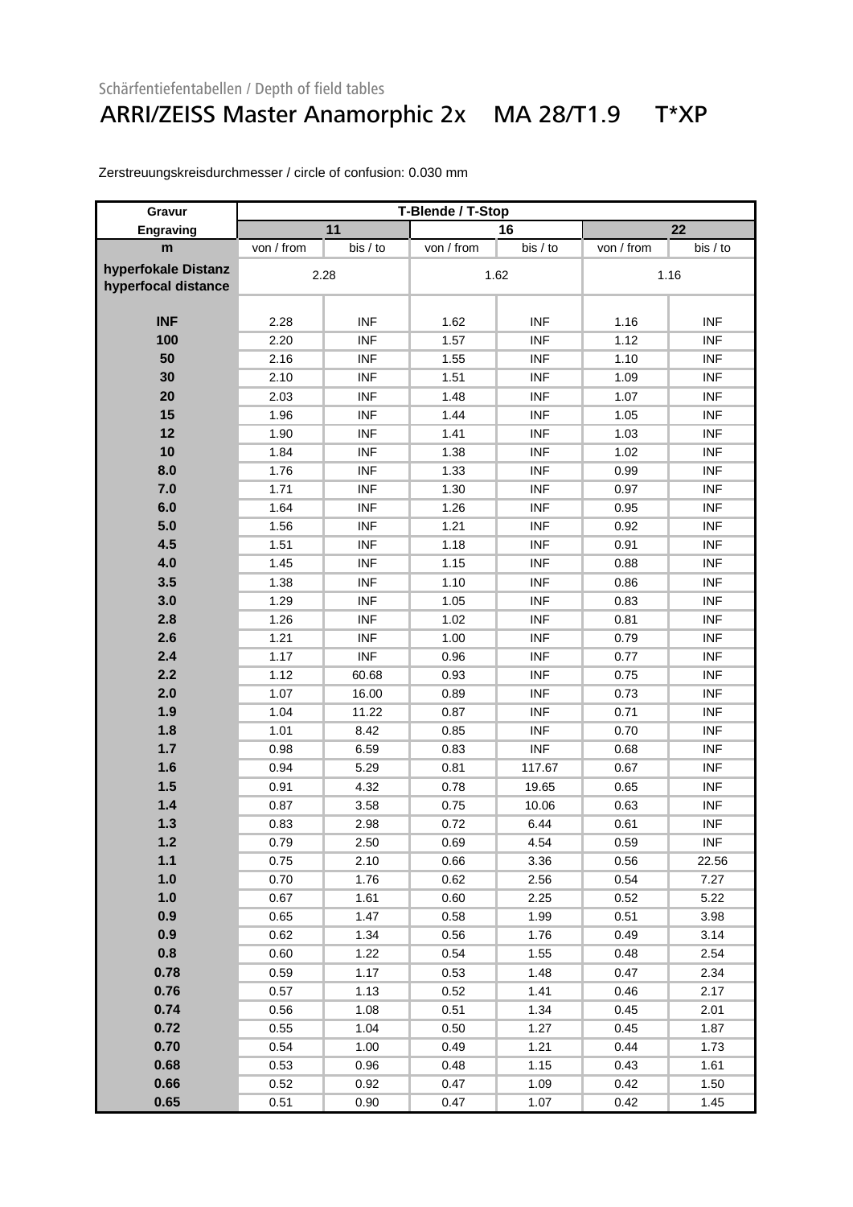Schärfentiefentabellen / Depth of field tables

# ARRI/ZEISS Master Anamorphic 2x MA 28/T1.9 T*XP

Zerstreuungskreisdurchmesser / circle of confusion: 0.030 mm

| Gravur | T-Blende / T-Stop | | | | | |
|---|---|---|---|---|---|---|
| Engraving | 11 | | 16 | | 22 | |
| m | von / from | bis / to | von / from | bis / to | von / from | bis / to |
| hyperfokale Distanz hyperfocal distance | 2.28 | | 1.62 | | 1.16 | |
| INF | 2.28 | INF | 1.62 | INF | 1.16 | INF |
| 100 | 2.20 | INF | 1.57 | INF | 1.12 | INF |
| 50 | 2.16 | INF | 1.55 | INF | 1.10 | INF |
| 30 | 2.10 | INF | 1.51 | INF | 1.09 | INF |
| 20 | 2.03 | INF | 1.48 | INF | 1.07 | INF |
| 15 | 1.96 | INF | 1.44 | INF | 1.05 | INF |
| 12 | 1.90 | INF | 1.41 | INF | 1.03 | INF |
| 10 | 1.84 | INF | 1.38 | INF | 1.02 | INF |
| 8.0 | 1.76 | INF | 1.33 | INF | 0.99 | INF |
| 7.0 | 1.71 | INF | 1.30 | INF | 0.97 | INF |
| 6.0 | 1.64 | INF | 1.26 | INF | 0.95 | INF |
| 5.0 | 1.56 | INF | 1.21 | INF | 0.92 | INF |
| 4.5 | 1.51 | INF | 1.18 | INF | 0.91 | INF |
| 4.0 | 1.45 | INF | 1.15 | INF | 0.88 | INF |
| 3.5 | 1.38 | INF | 1.10 | INF | 0.86 | INF |
| 3.0 | 1.29 | INF | 1.05 | INF | 0.83 | INF |
| 2.8 | 1.26 | INF | 1.02 | INF | 0.81 | INF |
| 2.6 | 1.21 | INF | 1.00 | INF | 0.79 | INF |
| 2.4 | 1.17 | INF | 0.96 | INF | 0.77 | INF |
| 2.2 | 1.12 | 60.68 | 0.93 | INF | 0.75 | INF |
| 2.0 | 1.07 | 16.00 | 0.89 | INF | 0.73 | INF |
| 1.9 | 1.04 | 11.22 | 0.87 | INF | 0.71 | INF |
| 1.8 | 1.01 | 8.42 | 0.85 | INF | 0.70 | INF |
| 1.7 | 0.98 | 6.59 | 0.83 | INF | 0.68 | INF |
| 1.6 | 0.94 | 5.29 | 0.81 | 117.67 | 0.67 | INF |
| 1.5 | 0.91 | 4.32 | 0.78 | 19.65 | 0.65 | INF |
| 1.4 | 0.87 | 3.58 | 0.75 | 10.06 | 0.63 | INF |
| 1.3 | 0.83 | 2.98 | 0.72 | 6.44 | 0.61 | INF |
| 1.2 | 0.79 | 2.50 | 0.69 | 4.54 | 0.59 | INF |
| 1.1 | 0.75 | 2.10 | 0.66 | 3.36 | 0.56 | 22.56 |
| 1.0 | 0.70 | 1.76 | 0.62 | 2.56 | 0.54 | 7.27 |
| 1.0 | 0.67 | 1.61 | 0.60 | 2.25 | 0.52 | 5.22 |
| 0.9 | 0.65 | 1.47 | 0.58 | 1.99 | 0.51 | 3.98 |
| 0.9 | 0.62 | 1.34 | 0.56 | 1.76 | 0.49 | 3.14 |
| 0.8 | 0.60 | 1.22 | 0.54 | 1.55 | 0.48 | 2.54 |
| 0.78 | 0.59 | 1.17 | 0.53 | 1.48 | 0.47 | 2.34 |
| 0.76 | 0.57 | 1.13 | 0.52 | 1.41 | 0.46 | 2.17 |
| 0.74 | 0.56 | 1.08 | 0.51 | 1.34 | 0.45 | 2.01 |
| 0.72 | 0.55 | 1.04 | 0.50 | 1.27 | 0.45 | 1.87 |
| 0.70 | 0.54 | 1.00 | 0.49 | 1.21 | 0.44 | 1.73 |
| 0.68 | 0.53 | 0.96 | 0.48 | 1.15 | 0.43 | 1.61 |
| 0.66 | 0.52 | 0.92 | 0.47 | 1.09 | 0.42 | 1.50 |
| 0.65 | 0.51 | 0.90 | 0.47 | 1.07 | 0.42 | 1.45 |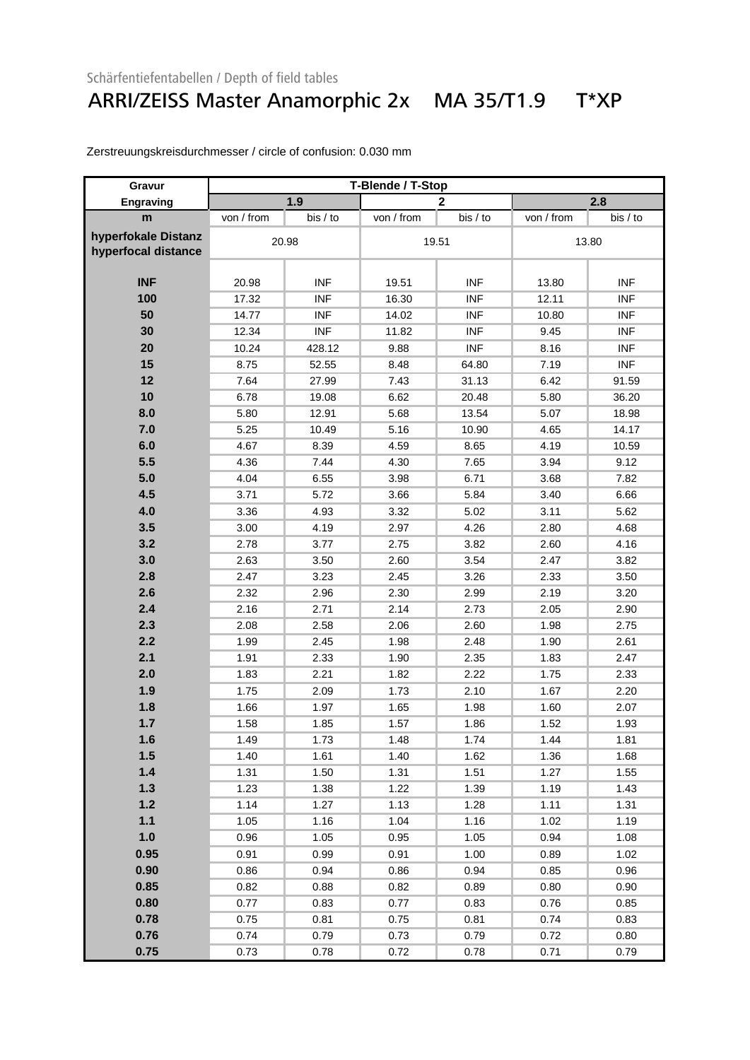Schärfentiefentabellen / Depth of field tables

# ARRI/ZEISS Master Anamorphic 2x MA 35/T1.9 T*XP

Zerstreuungskreisdurchmesser / circle of confusion: 0.030 mm

| Gravur | T-Blende / T-Stop | | | | | |
|---|---|---|---|---|---|---|
| Engraving | 1.9 | | 2 | | 2.8 | |
| m | von / from | bis / to | von / from | bis / to | von / from | bis / to |
| hyperfokale Distanz hyperfocal distance | 20.98 | | 19.51 | | 13.80 | |
| INF | 20.98 | INF | 19.51 | INF | 13.80 | INF |
| 100 | 17.32 | INF | 16.30 | INF | 12.11 | INF |
| 50 | 14.77 | INF | 14.02 | INF | 10.80 | INF |
| 30 | 12.34 | INF | 11.82 | INF | 9.45 | INF |
| 20 | 10.24 | 428.12 | 9.88 | INF | 8.16 | INF |
| 15 | 8.75 | 52.55 | 8.48 | 64.80 | 7.19 | INF |
| 12 | 7.64 | 27.99 | 7.43 | 31.13 | 6.42 | 91.59 |
| 10 | 6.78 | 19.08 | 6.62 | 20.48 | 5.80 | 36.20 |
| 8.0 | 5.80 | 12.91 | 5.68 | 13.54 | 5.07 | 18.98 |
| 7.0 | 5.25 | 10.49 | 5.16 | 10.90 | 4.65 | 14.17 |
| 6.0 | 4.67 | 8.39 | 4.59 | 8.65 | 4.19 | 10.59 |
| 5.5 | 4.36 | 7.44 | 4.30 | 7.65 | 3.94 | 9.12 |
| 5.0 | 4.04 | 6.55 | 3.98 | 6.71 | 3.68 | 7.82 |
| 4.5 | 3.71 | 5.72 | 3.66 | 5.84 | 3.40 | 6.66 |
| 4.0 | 3.36 | 4.93 | 3.32 | 5.02 | 3.11 | 5.62 |
| 3.5 | 3.00 | 4.19 | 2.97 | 4.26 | 2.80 | 4.68 |
| 3.2 | 2.78 | 3.77 | 2.75 | 3.82 | 2.60 | 4.16 |
| 3.0 | 2.63 | 3.50 | 2.60 | 3.54 | 2.47 | 3.82 |
| 2.8 | 2.47 | 3.23 | 2.45 | 3.26 | 2.33 | 3.50 |
| 2.6 | 2.32 | 2.96 | 2.30 | 2.99 | 2.19 | 3.20 |
| 2.4 | 2.16 | 2.71 | 2.14 | 2.73 | 2.05 | 2.90 |
| 2.3 | 2.08 | 2.58 | 2.06 | 2.60 | 1.98 | 2.75 |
| 2.2 | 1.99 | 2.45 | 1.98 | 2.48 | 1.90 | 2.61 |
| 2.1 | 1.91 | 2.33 | 1.90 | 2.35 | 1.83 | 2.47 |
| 2.0 | 1.83 | 2.21 | 1.82 | 2.22 | 1.75 | 2.33 |
| 1.9 | 1.75 | 2.09 | 1.73 | 2.10 | 1.67 | 2.20 |
| 1.8 | 1.66 | 1.97 | 1.65 | 1.98 | 1.60 | 2.07 |
| 1.7 | 1.58 | 1.85 | 1.57 | 1.86 | 1.52 | 1.93 |
| 1.6 | 1.49 | 1.73 | 1.48 | 1.74 | 1.44 | 1.81 |
| 1.5 | 1.40 | 1.61 | 1.40 | 1.62 | 1.36 | 1.68 |
| 1.4 | 1.31 | 1.50 | 1.31 | 1.51 | 1.27 | 1.55 |
| 1.3 | 1.23 | 1.38 | 1.22 | 1.39 | 1.19 | 1.43 |
| 1.2 | 1.14 | 1.27 | 1.13 | 1.28 | 1.11 | 1.31 |
| 1.1 | 1.05 | 1.16 | 1.04 | 1.16 | 1.02 | 1.19 |
| 1.0 | 0.96 | 1.05 | 0.95 | 1.05 | 0.94 | 1.08 |
| 0.95 | 0.91 | 0.99 | 0.91 | 1.00 | 0.89 | 1.02 |
| 0.90 | 0.86 | 0.94 | 0.86 | 0.94 | 0.85 | 0.96 |
| 0.85 | 0.82 | 0.88 | 0.82 | 0.89 | 0.80 | 0.90 |
| 0.80 | 0.77 | 0.83 | 0.77 | 0.83 | 0.76 | 0.85 |
| 0.78 | 0.75 | 0.81 | 0.75 | 0.81 | 0.74 | 0.83 |
| 0.76 | 0.74 | 0.79 | 0.73 | 0.79 | 0.72 | 0.80 |
| 0.75 | 0.73 | 0.78 | 0.72 | 0.78 | 0.71 | 0.79 |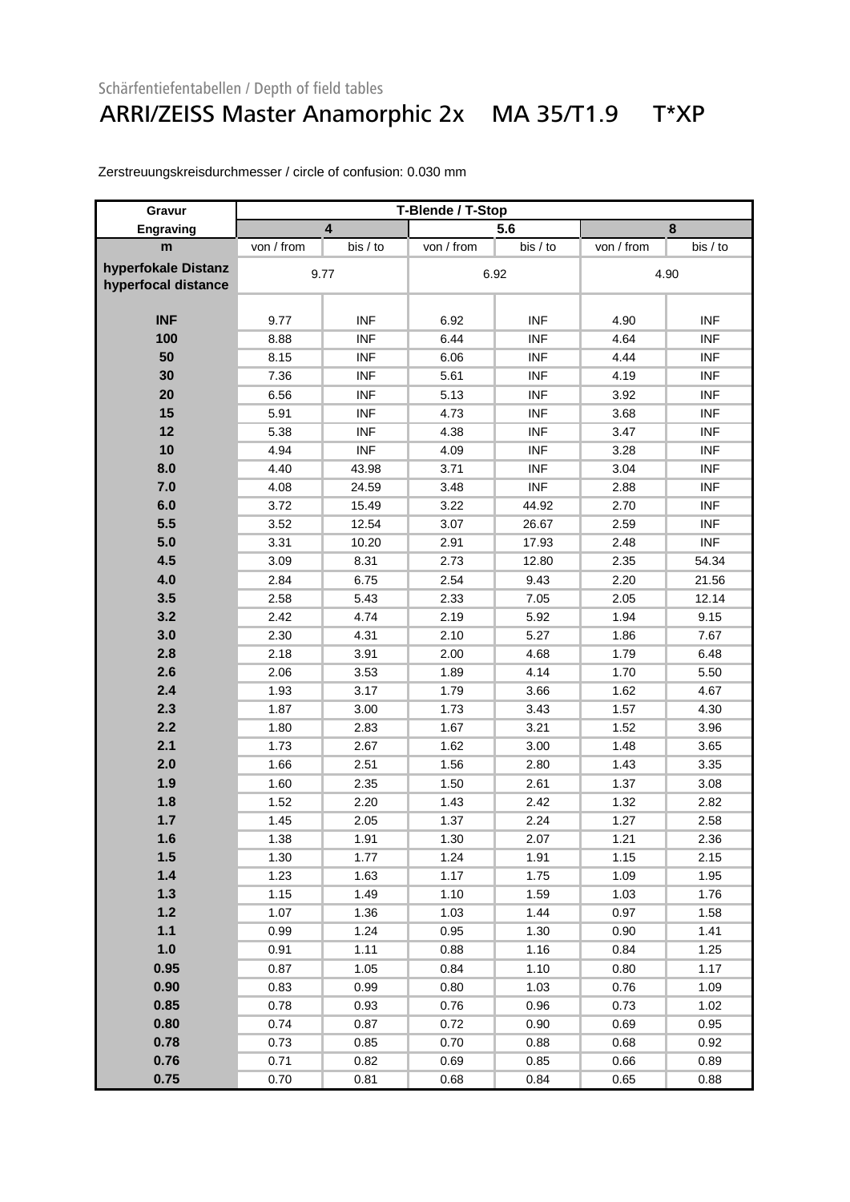Schärfentiefentabellen / Depth of field tables

# ARRI/ZEISS Master Anamorphic 2x MA 35/T1.9 T*XP

Zerstreuungskreisdurchmesser / circle of confusion: 0.030 mm

| Gravur / Engraving | T-Blende / T-Stop | | | | | |
|---|---|---|---|---|---|---|
| | 4 | | 5.6 | | 8 | |
| m | von / from | bis / to | von / from | bis / to | von / from | bis / to |
| hyperfokale Distanz / hyperfocal distance | 9.77 | | 6.92 | | 4.90 | |
| INF | 9.77 | INF | 6.92 | INF | 4.90 | INF |
| 100 | 8.88 | INF | 6.44 | INF | 4.64 | INF |
| 50 | 8.15 | INF | 6.06 | INF | 4.44 | INF |
| 30 | 7.36 | INF | 5.61 | INF | 4.19 | INF |
| 20 | 6.56 | INF | 5.13 | INF | 3.92 | INF |
| 15 | 5.91 | INF | 4.73 | INF | 3.68 | INF |
| 12 | 5.38 | INF | 4.38 | INF | 3.47 | INF |
| 10 | 4.94 | INF | 4.09 | INF | 3.28 | INF |
| 8.0 | 4.40 | 43.98 | 3.71 | INF | 3.04 | INF |
| 7.0 | 4.08 | 24.59 | 3.48 | INF | 2.88 | INF |
| 6.0 | 3.72 | 15.49 | 3.22 | 44.92 | 2.70 | INF |
| 5.5 | 3.52 | 12.54 | 3.07 | 26.67 | 2.59 | INF |
| 5.0 | 3.31 | 10.20 | 2.91 | 17.93 | 2.48 | INF |
| 4.5 | 3.09 | 8.31 | 2.73 | 12.80 | 2.35 | 54.34 |
| 4.0 | 2.84 | 6.75 | 2.54 | 9.43 | 2.20 | 21.56 |
| 3.5 | 2.58 | 5.43 | 2.33 | 7.05 | 2.05 | 12.14 |
| 3.2 | 2.42 | 4.74 | 2.19 | 5.92 | 1.94 | 9.15 |
| 3.0 | 2.30 | 4.31 | 2.10 | 5.27 | 1.86 | 7.67 |
| 2.8 | 2.18 | 3.91 | 2.00 | 4.68 | 1.79 | 6.48 |
| 2.6 | 2.06 | 3.53 | 1.89 | 4.14 | 1.70 | 5.50 |
| 2.4 | 1.93 | 3.17 | 1.79 | 3.66 | 1.62 | 4.67 |
| 2.3 | 1.87 | 3.00 | 1.73 | 3.43 | 1.57 | 4.30 |
| 2.2 | 1.80 | 2.83 | 1.67 | 3.21 | 1.52 | 3.96 |
| 2.1 | 1.73 | 2.67 | 1.62 | 3.00 | 1.48 | 3.65 |
| 2.0 | 1.66 | 2.51 | 1.56 | 2.80 | 1.43 | 3.35 |
| 1.9 | 1.60 | 2.35 | 1.50 | 2.61 | 1.37 | 3.08 |
| 1.8 | 1.52 | 2.20 | 1.43 | 2.42 | 1.32 | 2.82 |
| 1.7 | 1.45 | 2.05 | 1.37 | 2.24 | 1.27 | 2.58 |
| 1.6 | 1.38 | 1.91 | 1.30 | 2.07 | 1.21 | 2.36 |
| 1.5 | 1.30 | 1.77 | 1.24 | 1.91 | 1.15 | 2.15 |
| 1.4 | 1.23 | 1.63 | 1.17 | 1.75 | 1.09 | 1.95 |
| 1.3 | 1.15 | 1.49 | 1.10 | 1.59 | 1.03 | 1.76 |
| 1.2 | 1.07 | 1.36 | 1.03 | 1.44 | 0.97 | 1.58 |
| 1.1 | 0.99 | 1.24 | 0.95 | 1.30 | 0.90 | 1.41 |
| 1.0 | 0.91 | 1.11 | 0.88 | 1.16 | 0.84 | 1.25 |
| 0.95 | 0.87 | 1.05 | 0.84 | 1.10 | 0.80 | 1.17 |
| 0.90 | 0.83 | 0.99 | 0.80 | 1.03 | 0.76 | 1.09 |
| 0.85 | 0.78 | 0.93 | 0.76 | 0.96 | 0.73 | 1.02 |
| 0.80 | 0.74 | 0.87 | 0.72 | 0.90 | 0.69 | 0.95 |
| 0.78 | 0.73 | 0.85 | 0.70 | 0.88 | 0.68 | 0.92 |
| 0.76 | 0.71 | 0.82 | 0.69 | 0.85 | 0.66 | 0.89 |
| 0.75 | 0.70 | 0.81 | 0.68 | 0.84 | 0.65 | 0.88 |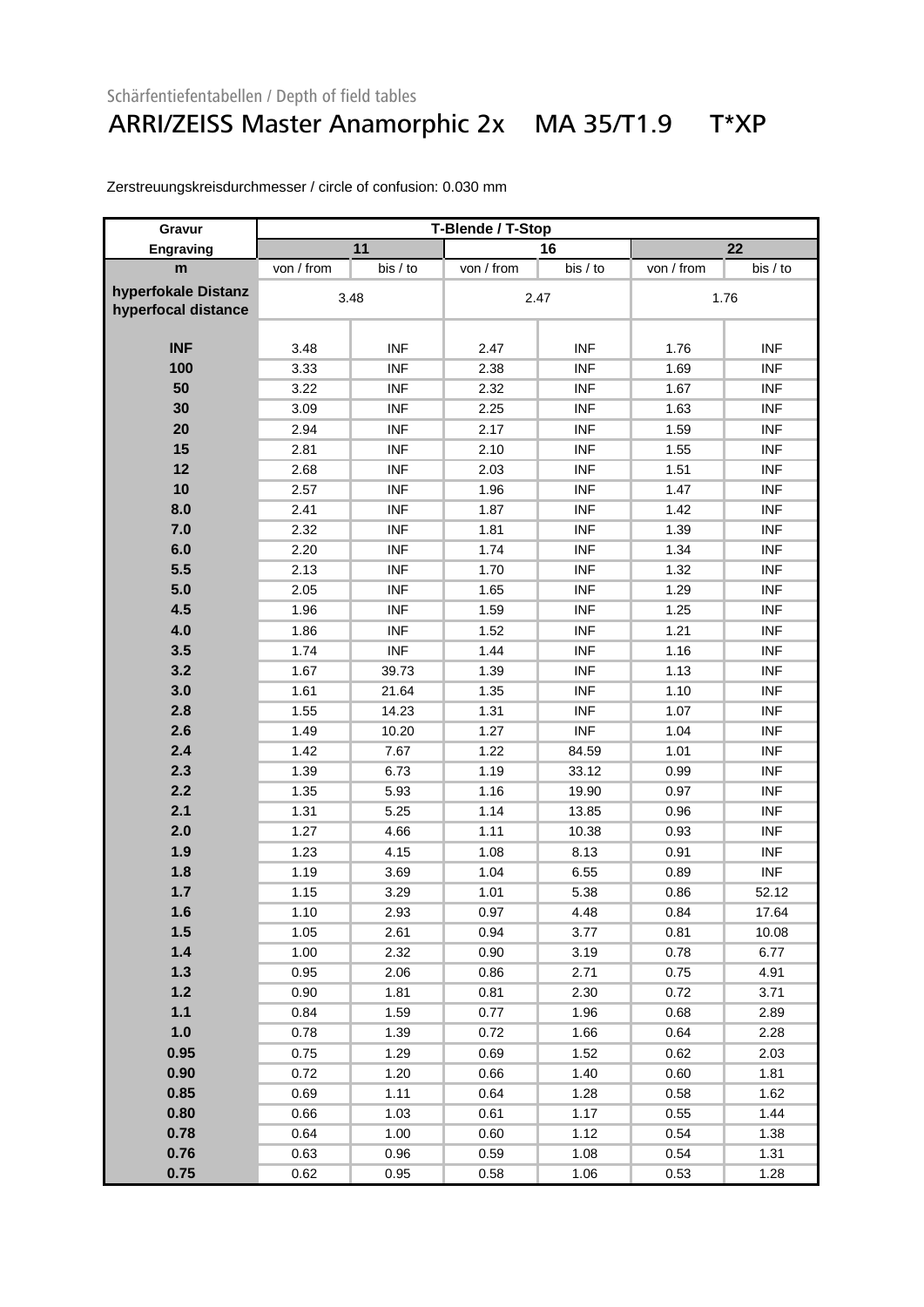Schärfentiefentabellen / Depth of field tables

# ARRI/ZEISS Master Anamorphic 2x MA 35/T1.9 T*XP

Zerstreuungskreisdurchmesser / circle of confusion: 0.030 mm

| Gravur | T-Blende / T-Stop | | | | | |
|---|---|---|---|---|---|---|
| Engraving | 11 | | 16 | | 22 | |
| m | von / from | bis / to | von / from | bis / to | von / from | bis / to |
| hyperfokale Distanz hyperfocal distance | 3.48 | | 2.47 | | 1.76 | |
| INF | 3.48 | INF | 2.47 | INF | 1.76 | INF |
| 100 | 3.33 | INF | 2.38 | INF | 1.69 | INF |
| 50 | 3.22 | INF | 2.32 | INF | 1.67 | INF |
| 30 | 3.09 | INF | 2.25 | INF | 1.63 | INF |
| 20 | 2.94 | INF | 2.17 | INF | 1.59 | INF |
| 15 | 2.81 | INF | 2.10 | INF | 1.55 | INF |
| 12 | 2.68 | INF | 2.03 | INF | 1.51 | INF |
| 10 | 2.57 | INF | 1.96 | INF | 1.47 | INF |
| 8.0 | 2.41 | INF | 1.87 | INF | 1.42 | INF |
| 7.0 | 2.32 | INF | 1.81 | INF | 1.39 | INF |
| 6.0 | 2.20 | INF | 1.74 | INF | 1.34 | INF |
| 5.5 | 2.13 | INF | 1.70 | INF | 1.32 | INF |
| 5.0 | 2.05 | INF | 1.65 | INF | 1.29 | INF |
| 4.5 | 1.96 | INF | 1.59 | INF | 1.25 | INF |
| 4.0 | 1.86 | INF | 1.52 | INF | 1.21 | INF |
| 3.5 | 1.74 | INF | 1.44 | INF | 1.16 | INF |
| 3.2 | 1.67 | 39.73 | 1.39 | INF | 1.13 | INF |
| 3.0 | 1.61 | 21.64 | 1.35 | INF | 1.10 | INF |
| 2.8 | 1.55 | 14.23 | 1.31 | INF | 1.07 | INF |
| 2.6 | 1.49 | 10.20 | 1.27 | INF | 1.04 | INF |
| 2.4 | 1.42 | 7.67 | 1.22 | 84.59 | 1.01 | INF |
| 2.3 | 1.39 | 6.73 | 1.19 | 33.12 | 0.99 | INF |
| 2.2 | 1.35 | 5.93 | 1.16 | 19.90 | 0.97 | INF |
| 2.1 | 1.31 | 5.25 | 1.14 | 13.85 | 0.96 | INF |
| 2.0 | 1.27 | 4.66 | 1.11 | 10.38 | 0.93 | INF |
| 1.9 | 1.23 | 4.15 | 1.08 | 8.13 | 0.91 | INF |
| 1.8 | 1.19 | 3.69 | 1.04 | 6.55 | 0.89 | INF |
| 1.7 | 1.15 | 3.29 | 1.01 | 5.38 | 0.86 | 52.12 |
| 1.6 | 1.10 | 2.93 | 0.97 | 4.48 | 0.84 | 17.64 |
| 1.5 | 1.05 | 2.61 | 0.94 | 3.77 | 0.81 | 10.08 |
| 1.4 | 1.00 | 2.32 | 0.90 | 3.19 | 0.78 | 6.77 |
| 1.3 | 0.95 | 2.06 | 0.86 | 2.71 | 0.75 | 4.91 |
| 1.2 | 0.90 | 1.81 | 0.81 | 2.30 | 0.72 | 3.71 |
| 1.1 | 0.84 | 1.59 | 0.77 | 1.96 | 0.68 | 2.89 |
| 1.0 | 0.78 | 1.39 | 0.72 | 1.66 | 0.64 | 2.28 |
| 0.95 | 0.75 | 1.29 | 0.69 | 1.52 | 0.62 | 2.03 |
| 0.90 | 0.72 | 1.20 | 0.66 | 1.40 | 0.60 | 1.81 |
| 0.85 | 0.69 | 1.11 | 0.64 | 1.28 | 0.58 | 1.62 |
| 0.80 | 0.66 | 1.03 | 0.61 | 1.17 | 0.55 | 1.44 |
| 0.78 | 0.64 | 1.00 | 0.60 | 1.12 | 0.54 | 1.38 |
| 0.76 | 0.63 | 0.96 | 0.59 | 1.08 | 0.54 | 1.31 |
| 0.75 | 0.62 | 0.95 | 0.58 | 1.06 | 0.53 | 1.28 |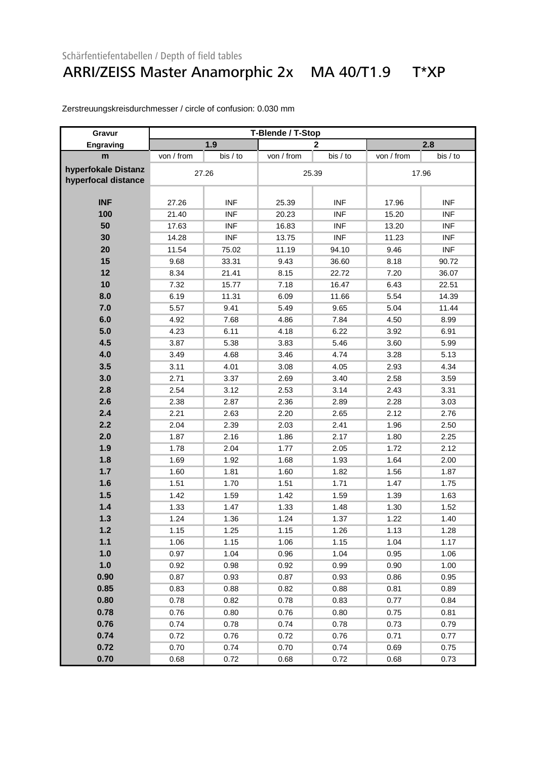Schärfentiefentabellen / Depth of field tables

# ARRI/ZEISS Master Anamorphic 2x MA 40/T1.9 T*XP

Zerstreuungskreisdurchmesser / circle of confusion: 0.030 mm

| Gravur Engraving | T-Blende / T-Stop | | | | | |
|---|---|---|---|---|---|---|
| | 1.9 | | 2 | | 2.8 | |
| m | von / from | bis / to | von / from | bis / to | von / from | bis / to |
| hyperfokale Distanz hyperfocal distance | 27.26 | | 25.39 | | 17.96 | |
| INF | 27.26 | INF | 25.39 | INF | 17.96 | INF |
| 100 | 21.40 | INF | 20.23 | INF | 15.20 | INF |
| 50 | 17.63 | INF | 16.83 | INF | 13.20 | INF |
| 30 | 14.28 | INF | 13.75 | INF | 11.23 | INF |
| 20 | 11.54 | 75.02 | 11.19 | 94.10 | 9.46 | INF |
| 15 | 9.68 | 33.31 | 9.43 | 36.60 | 8.18 | 90.72 |
| 12 | 8.34 | 21.41 | 8.15 | 22.72 | 7.20 | 36.07 |
| 10 | 7.32 | 15.77 | 7.18 | 16.47 | 6.43 | 22.51 |
| 8.0 | 6.19 | 11.31 | 6.09 | 11.66 | 5.54 | 14.39 |
| 7.0 | 5.57 | 9.41 | 5.49 | 9.65 | 5.04 | 11.44 |
| 6.0 | 4.92 | 7.68 | 4.86 | 7.84 | 4.50 | 8.99 |
| 5.0 | 4.23 | 6.11 | 4.18 | 6.22 | 3.92 | 6.91 |
| 4.5 | 3.87 | 5.38 | 3.83 | 5.46 | 3.60 | 5.99 |
| 4.0 | 3.49 | 4.68 | 3.46 | 4.74 | 3.28 | 5.13 |
| 3.5 | 3.11 | 4.01 | 3.08 | 4.05 | 2.93 | 4.34 |
| 3.0 | 2.71 | 3.37 | 2.69 | 3.40 | 2.58 | 3.59 |
| 2.8 | 2.54 | 3.12 | 2.53 | 3.14 | 2.43 | 3.31 |
| 2.6 | 2.38 | 2.87 | 2.36 | 2.89 | 2.28 | 3.03 |
| 2.4 | 2.21 | 2.63 | 2.20 | 2.65 | 2.12 | 2.76 |
| 2.2 | 2.04 | 2.39 | 2.03 | 2.41 | 1.96 | 2.50 |
| 2.0 | 1.87 | 2.16 | 1.86 | 2.17 | 1.80 | 2.25 |
| 1.9 | 1.78 | 2.04 | 1.77 | 2.05 | 1.72 | 2.12 |
| 1.8 | 1.69 | 1.92 | 1.68 | 1.93 | 1.64 | 2.00 |
| 1.7 | 1.60 | 1.81 | 1.60 | 1.82 | 1.56 | 1.87 |
| 1.6 | 1.51 | 1.70 | 1.51 | 1.71 | 1.47 | 1.75 |
| 1.5 | 1.42 | 1.59 | 1.42 | 1.59 | 1.39 | 1.63 |
| 1.4 | 1.33 | 1.47 | 1.33 | 1.48 | 1.30 | 1.52 |
| 1.3 | 1.24 | 1.36 | 1.24 | 1.37 | 1.22 | 1.40 |
| 1.2 | 1.15 | 1.25 | 1.15 | 1.26 | 1.13 | 1.28 |
| 1.1 | 1.06 | 1.15 | 1.06 | 1.15 | 1.04 | 1.17 |
| 1.0 | 0.97 | 1.04 | 0.96 | 1.04 | 0.95 | 1.06 |
| 1.0 | 0.92 | 0.98 | 0.92 | 0.99 | 0.90 | 1.00 |
| 0.90 | 0.87 | 0.93 | 0.87 | 0.93 | 0.86 | 0.95 |
| 0.85 | 0.83 | 0.88 | 0.82 | 0.88 | 0.81 | 0.89 |
| 0.80 | 0.78 | 0.82 | 0.78 | 0.83 | 0.77 | 0.84 |
| 0.78 | 0.76 | 0.80 | 0.76 | 0.80 | 0.75 | 0.81 |
| 0.76 | 0.74 | 0.78 | 0.74 | 0.78 | 0.73 | 0.79 |
| 0.74 | 0.72 | 0.76 | 0.72 | 0.76 | 0.71 | 0.77 |
| 0.72 | 0.70 | 0.74 | 0.70 | 0.74 | 0.69 | 0.75 |
| 0.70 | 0.68 | 0.72 | 0.68 | 0.72 | 0.68 | 0.73 |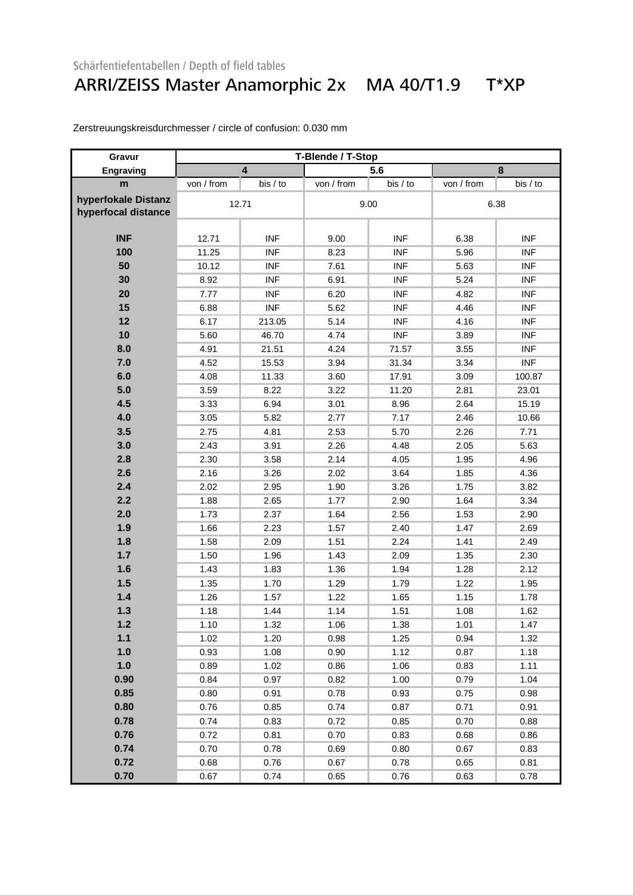Schärfentiefentabellen / Depth of field tables

# ARRI/ZEISS Master Anamorphic 2x MA 40/T1.9 T*XP

Zerstreuungskreisdurchmesser / circle of confusion: 0.030 mm

| Gravur Engraving | T-Blende / T-Stop | | | | | |
|---|---|---|---|---|---|---|
| | 4 | | 5.6 | | 8 | |
| m | von / from | bis / to | von / from | bis / to | von / from | bis / to |
| hyperfokale Distanz hyperfocal distance | 12.71 | | 9.00 | | 6.38 | |
| INF | 12.71 | INF | 9.00 | INF | 6.38 | INF |
| 100 | 11.25 | INF | 8.23 | INF | 5.96 | INF |
| 50 | 10.12 | INF | 7.61 | INF | 5.63 | INF |
| 30 | 8.92 | INF | 6.91 | INF | 5.24 | INF |
| 20 | 7.77 | INF | 6.20 | INF | 4.82 | INF |
| 15 | 6.88 | INF | 5.62 | INF | 4.46 | INF |
| 12 | 6.17 | 213.05 | 5.14 | INF | 4.16 | INF |
| 10 | 5.60 | 46.70 | 4.74 | INF | 3.89 | INF |
| 8.0 | 4.91 | 21.51 | 4.24 | 71.57 | 3.55 | INF |
| 7.0 | 4.52 | 15.53 | 3.94 | 31.34 | 3.34 | INF |
| 6.0 | 4.08 | 11.33 | 3.60 | 17.91 | 3.09 | 100.87 |
| 5.0 | 3.59 | 8.22 | 3.22 | 11.20 | 2.81 | 23.01 |
| 4.5 | 3.33 | 6.94 | 3.01 | 8.96 | 2.64 | 15.19 |
| 4.0 | 3.05 | 5.82 | 2.77 | 7.17 | 2.46 | 10.66 |
| 3.5 | 2.75 | 4.81 | 2.53 | 5.70 | 2.26 | 7.71 |
| 3.0 | 2.43 | 3.91 | 2.26 | 4.48 | 2.05 | 5.63 |
| 2.8 | 2.30 | 3.58 | 2.14 | 4.05 | 1.95 | 4.96 |
| 2.6 | 2.16 | 3.26 | 2.02 | 3.64 | 1.85 | 4.36 |
| 2.4 | 2.02 | 2.95 | 1.90 | 3.26 | 1.75 | 3.82 |
| 2.2 | 1.88 | 2.65 | 1.77 | 2.90 | 1.64 | 3.34 |
| 2.0 | 1.73 | 2.37 | 1.64 | 2.56 | 1.53 | 2.90 |
| 1.9 | 1.66 | 2.23 | 1.57 | 2.40 | 1.47 | 2.69 |
| 1.8 | 1.58 | 2.09 | 1.51 | 2.24 | 1.41 | 2.49 |
| 1.7 | 1.50 | 1.96 | 1.43 | 2.09 | 1.35 | 2.30 |
| 1.6 | 1.43 | 1.83 | 1.36 | 1.94 | 1.28 | 2.12 |
| 1.5 | 1.35 | 1.70 | 1.29 | 1.79 | 1.22 | 1.95 |
| 1.4 | 1.26 | 1.57 | 1.22 | 1.65 | 1.15 | 1.78 |
| 1.3 | 1.18 | 1.44 | 1.14 | 1.51 | 1.08 | 1.62 |
| 1.2 | 1.10 | 1.32 | 1.06 | 1.38 | 1.01 | 1.47 |
| 1.1 | 1.02 | 1.20 | 0.98 | 1.25 | 0.94 | 1.32 |
| 1.0 | 0.93 | 1.08 | 0.90 | 1.12 | 0.87 | 1.18 |
| 1.0 | 0.89 | 1.02 | 0.86 | 1.06 | 0.83 | 1.11 |
| 0.90 | 0.84 | 0.97 | 0.82 | 1.00 | 0.79 | 1.04 |
| 0.85 | 0.80 | 0.91 | 0.78 | 0.93 | 0.75 | 0.98 |
| 0.80 | 0.76 | 0.85 | 0.74 | 0.87 | 0.71 | 0.91 |
| 0.78 | 0.74 | 0.83 | 0.72 | 0.85 | 0.70 | 0.88 |
| 0.76 | 0.72 | 0.81 | 0.70 | 0.83 | 0.68 | 0.86 |
| 0.74 | 0.70 | 0.78 | 0.69 | 0.80 | 0.67 | 0.83 |
| 0.72 | 0.68 | 0.76 | 0.67 | 0.78 | 0.65 | 0.81 |
| 0.70 | 0.67 | 0.74 | 0.65 | 0.76 | 0.63 | 0.78 |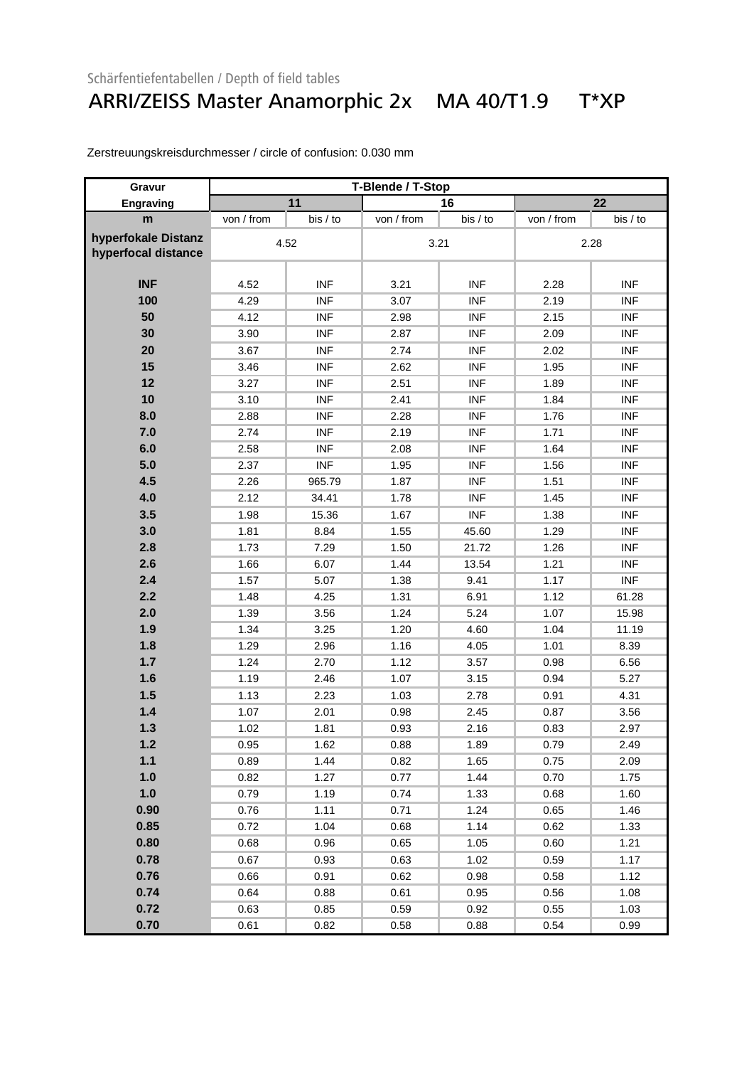Schärfentiefentabellen / Depth of field tables

# ARRI/ZEISS Master Anamorphic 2x MA 40/T1.9 T*XP

Zerstreuungskreisdurchmesser / circle of confusion: 0.030 mm

| Gravur<br>Engraving | T-Blende / T-Stop | | | | | |
|---|---|---|---|---|---|---|
| | 11 | | 16 | | 22 | |
| m | von / from | bis / to | von / from | bis / to | von / from | bis / to |
| hyperfokale Distanz<br>hyperfocal distance | 4.52 | | 3.21 | | 2.28 | |
| INF | 4.52 | INF | 3.21 | INF | 2.28 | INF |
| 100 | 4.29 | INF | 3.07 | INF | 2.19 | INF |
| 50 | 4.12 | INF | 2.98 | INF | 2.15 | INF |
| 30 | 3.90 | INF | 2.87 | INF | 2.09 | INF |
| 20 | 3.67 | INF | 2.74 | INF | 2.02 | INF |
| 15 | 3.46 | INF | 2.62 | INF | 1.95 | INF |
| 12 | 3.27 | INF | 2.51 | INF | 1.89 | INF |
| 10 | 3.10 | INF | 2.41 | INF | 1.84 | INF |
| 8.0 | 2.88 | INF | 2.28 | INF | 1.76 | INF |
| 7.0 | 2.74 | INF | 2.19 | INF | 1.71 | INF |
| 6.0 | 2.58 | INF | 2.08 | INF | 1.64 | INF |
| 5.0 | 2.37 | INF | 1.95 | INF | 1.56 | INF |
| 4.5 | 2.26 | 965.79 | 1.87 | INF | 1.51 | INF |
| 4.0 | 2.12 | 34.41 | 1.78 | INF | 1.45 | INF |
| 3.5 | 1.98 | 15.36 | 1.67 | INF | 1.38 | INF |
| 3.0 | 1.81 | 8.84 | 1.55 | 45.60 | 1.29 | INF |
| 2.8 | 1.73 | 7.29 | 1.50 | 21.72 | 1.26 | INF |
| 2.6 | 1.66 | 6.07 | 1.44 | 13.54 | 1.21 | INF |
| 2.4 | 1.57 | 5.07 | 1.38 | 9.41 | 1.17 | INF |
| 2.2 | 1.48 | 4.25 | 1.31 | 6.91 | 1.12 | 61.28 |
| 2.0 | 1.39 | 3.56 | 1.24 | 5.24 | 1.07 | 15.98 |
| 1.9 | 1.34 | 3.25 | 1.20 | 4.60 | 1.04 | 11.19 |
| 1.8 | 1.29 | 2.96 | 1.16 | 4.05 | 1.01 | 8.39 |
| 1.7 | 1.24 | 2.70 | 1.12 | 3.57 | 0.98 | 6.56 |
| 1.6 | 1.19 | 2.46 | 1.07 | 3.15 | 0.94 | 5.27 |
| 1.5 | 1.13 | 2.23 | 1.03 | 2.78 | 0.91 | 4.31 |
| 1.4 | 1.07 | 2.01 | 0.98 | 2.45 | 0.87 | 3.56 |
| 1.3 | 1.02 | 1.81 | 0.93 | 2.16 | 0.83 | 2.97 |
| 1.2 | 0.95 | 1.62 | 0.88 | 1.89 | 0.79 | 2.49 |
| 1.1 | 0.89 | 1.44 | 0.82 | 1.65 | 0.75 | 2.09 |
| 1.0 | 0.82 | 1.27 | 0.77 | 1.44 | 0.70 | 1.75 |
| 1.0 | 0.79 | 1.19 | 0.74 | 1.33 | 0.68 | 1.60 |
| 0.90 | 0.76 | 1.11 | 0.71 | 1.24 | 0.65 | 1.46 |
| 0.85 | 0.72 | 1.04 | 0.68 | 1.14 | 0.62 | 1.33 |
| 0.80 | 0.68 | 0.96 | 0.65 | 1.05 | 0.60 | 1.21 |
| 0.78 | 0.67 | 0.93 | 0.63 | 1.02 | 0.59 | 1.17 |
| 0.76 | 0.66 | 0.91 | 0.62 | 0.98 | 0.58 | 1.12 |
| 0.74 | 0.64 | 0.88 | 0.61 | 0.95 | 0.56 | 1.08 |
| 0.72 | 0.63 | 0.85 | 0.59 | 0.92 | 0.55 | 1.03 |
| 0.70 | 0.61 | 0.82 | 0.58 | 0.88 | 0.54 | 0.99 |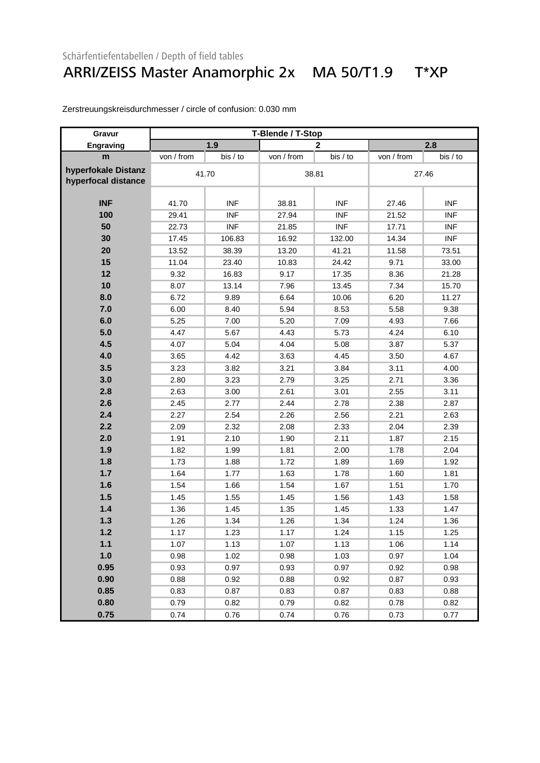Schärfentiefentabellen / Depth of field tables

# ARRI/ZEISS Master Anamorphic 2x MA 50/T1.9 T*XP

Zerstreuungskreisdurchmesser / circle of confusion: 0.030 mm

| Gravur | T-Blende / T-Stop | | | | | |
|---|---|---|---|---|---|---|
| Engraving | 1.9 | | 2 | | 2.8 | |
| m | von / from | bis / to | von / from | bis / to | von / from | bis / to |
| hyperfokale Distanz hyperfocal distance | 41.70 | | 38.81 | | 27.46 | |
| INF | 41.70 | INF | 38.81 | INF | 27.46 | INF |
| 100 | 29.41 | INF | 27.94 | INF | 21.52 | INF |
| 50 | 22.73 | INF | 21.85 | INF | 17.71 | INF |
| 30 | 17.45 | 106.83 | 16.92 | 132.00 | 14.34 | INF |
| 20 | 13.52 | 38.39 | 13.20 | 41.21 | 11.58 | 73.51 |
| 15 | 11.04 | 23.40 | 10.83 | 24.42 | 9.71 | 33.00 |
| 12 | 9.32 | 16.83 | 9.17 | 17.35 | 8.36 | 21.28 |
| 10 | 8.07 | 13.14 | 7.96 | 13.45 | 7.34 | 15.70 |
| 8.0 | 6.72 | 9.89 | 6.64 | 10.06 | 6.20 | 11.27 |
| 7.0 | 6.00 | 8.40 | 5.94 | 8.53 | 5.58 | 9.38 |
| 6.0 | 5.25 | 7.00 | 5.20 | 7.09 | 4.93 | 7.66 |
| 5.0 | 4.47 | 5.67 | 4.43 | 5.73 | 4.24 | 6.10 |
| 4.5 | 4.07 | 5.04 | 4.04 | 5.08 | 3.87 | 5.37 |
| 4.0 | 3.65 | 4.42 | 3.63 | 4.45 | 3.50 | 4.67 |
| 3.5 | 3.23 | 3.82 | 3.21 | 3.84 | 3.11 | 4.00 |
| 3.0 | 2.80 | 3.23 | 2.79 | 3.25 | 2.71 | 3.36 |
| 2.8 | 2.63 | 3.00 | 2.61 | 3.01 | 2.55 | 3.11 |
| 2.6 | 2.45 | 2.77 | 2.44 | 2.78 | 2.38 | 2.87 |
| 2.4 | 2.27 | 2.54 | 2.26 | 2.56 | 2.21 | 2.63 |
| 2.2 | 2.09 | 2.32 | 2.08 | 2.33 | 2.04 | 2.39 |
| 2.0 | 1.91 | 2.10 | 1.90 | 2.11 | 1.87 | 2.15 |
| 1.9 | 1.82 | 1.99 | 1.81 | 2.00 | 1.78 | 2.04 |
| 1.8 | 1.73 | 1.88 | 1.72 | 1.89 | 1.69 | 1.92 |
| 1.7 | 1.64 | 1.77 | 1.63 | 1.78 | 1.60 | 1.81 |
| 1.6 | 1.54 | 1.66 | 1.54 | 1.67 | 1.51 | 1.70 |
| 1.5 | 1.45 | 1.55 | 1.45 | 1.56 | 1.43 | 1.58 |
| 1.4 | 1.36 | 1.45 | 1.35 | 1.45 | 1.33 | 1.47 |
| 1.3 | 1.26 | 1.34 | 1.26 | 1.34 | 1.24 | 1.36 |
| 1.2 | 1.17 | 1.23 | 1.17 | 1.24 | 1.15 | 1.25 |
| 1.1 | 1.07 | 1.13 | 1.07 | 1.13 | 1.06 | 1.14 |
| 1.0 | 0.98 | 1.02 | 0.98 | 1.03 | 0.97 | 1.04 |
| 0.95 | 0.93 | 0.97 | 0.93 | 0.97 | 0.92 | 0.98 |
| 0.90 | 0.88 | 0.92 | 0.88 | 0.92 | 0.87 | 0.93 |
| 0.85 | 0.83 | 0.87 | 0.83 | 0.87 | 0.83 | 0.88 |
| 0.80 | 0.79 | 0.82 | 0.79 | 0.82 | 0.78 | 0.82 |
| 0.75 | 0.74 | 0.76 | 0.74 | 0.76 | 0.73 | 0.77 |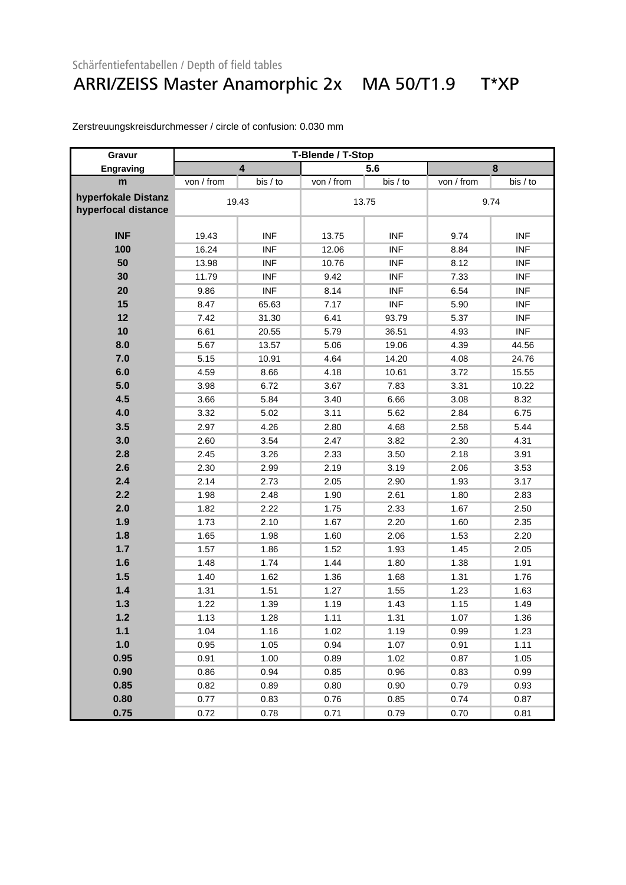Schärfentiefentabellen / Depth of field tables

# ARRI/ZEISS Master Anamorphic 2x MA 50/T1.9 T*XP

Zerstreuungskreisdurchmesser / circle of confusion: 0.030 mm

| Gravur | T-Blende / T-Stop | | | | | |
|---|---|---|---|---|---|---|
| Engraving | 4 | | 5.6 | | 8 | |
| m | von / from | bis / to | von / from | bis / to | von / from | bis / to |
| hyperfokale Distanz hyperfocal distance | 19.43 | | 13.75 | | 9.74 | |
| INF | 19.43 | INF | 13.75 | INF | 9.74 | INF |
| 100 | 16.24 | INF | 12.06 | INF | 8.84 | INF |
| 50 | 13.98 | INF | 10.76 | INF | 8.12 | INF |
| 30 | 11.79 | INF | 9.42 | INF | 7.33 | INF |
| 20 | 9.86 | INF | 8.14 | INF | 6.54 | INF |
| 15 | 8.47 | 65.63 | 7.17 | INF | 5.90 | INF |
| 12 | 7.42 | 31.30 | 6.41 | 93.79 | 5.37 | INF |
| 10 | 6.61 | 20.55 | 5.79 | 36.51 | 4.93 | INF |
| 8.0 | 5.67 | 13.57 | 5.06 | 19.06 | 4.39 | 44.56 |
| 7.0 | 5.15 | 10.91 | 4.64 | 14.20 | 4.08 | 24.76 |
| 6.0 | 4.59 | 8.66 | 4.18 | 10.61 | 3.72 | 15.55 |
| 5.0 | 3.98 | 6.72 | 3.67 | 7.83 | 3.31 | 10.22 |
| 4.5 | 3.66 | 5.84 | 3.40 | 6.66 | 3.08 | 8.32 |
| 4.0 | 3.32 | 5.02 | 3.11 | 5.62 | 2.84 | 6.75 |
| 3.5 | 2.97 | 4.26 | 2.80 | 4.68 | 2.58 | 5.44 |
| 3.0 | 2.60 | 3.54 | 2.47 | 3.82 | 2.30 | 4.31 |
| 2.8 | 2.45 | 3.26 | 2.33 | 3.50 | 2.18 | 3.91 |
| 2.6 | 2.30 | 2.99 | 2.19 | 3.19 | 2.06 | 3.53 |
| 2.4 | 2.14 | 2.73 | 2.05 | 2.90 | 1.93 | 3.17 |
| 2.2 | 1.98 | 2.48 | 1.90 | 2.61 | 1.80 | 2.83 |
| 2.0 | 1.82 | 2.22 | 1.75 | 2.33 | 1.67 | 2.50 |
| 1.9 | 1.73 | 2.10 | 1.67 | 2.20 | 1.60 | 2.35 |
| 1.8 | 1.65 | 1.98 | 1.60 | 2.06 | 1.53 | 2.20 |
| 1.7 | 1.57 | 1.86 | 1.52 | 1.93 | 1.45 | 2.05 |
| 1.6 | 1.48 | 1.74 | 1.44 | 1.80 | 1.38 | 1.91 |
| 1.5 | 1.40 | 1.62 | 1.36 | 1.68 | 1.31 | 1.76 |
| 1.4 | 1.31 | 1.51 | 1.27 | 1.55 | 1.23 | 1.63 |
| 1.3 | 1.22 | 1.39 | 1.19 | 1.43 | 1.15 | 1.49 |
| 1.2 | 1.13 | 1.28 | 1.11 | 1.31 | 1.07 | 1.36 |
| 1.1 | 1.04 | 1.16 | 1.02 | 1.19 | 0.99 | 1.23 |
| 1.0 | 0.95 | 1.05 | 0.94 | 1.07 | 0.91 | 1.11 |
| 0.95 | 0.91 | 1.00 | 0.89 | 1.02 | 0.87 | 1.05 |
| 0.90 | 0.86 | 0.94 | 0.85 | 0.96 | 0.83 | 0.99 |
| 0.85 | 0.82 | 0.89 | 0.80 | 0.90 | 0.79 | 0.93 |
| 0.80 | 0.77 | 0.83 | 0.76 | 0.85 | 0.74 | 0.87 |
| 0.75 | 0.72 | 0.78 | 0.71 | 0.79 | 0.70 | 0.81 |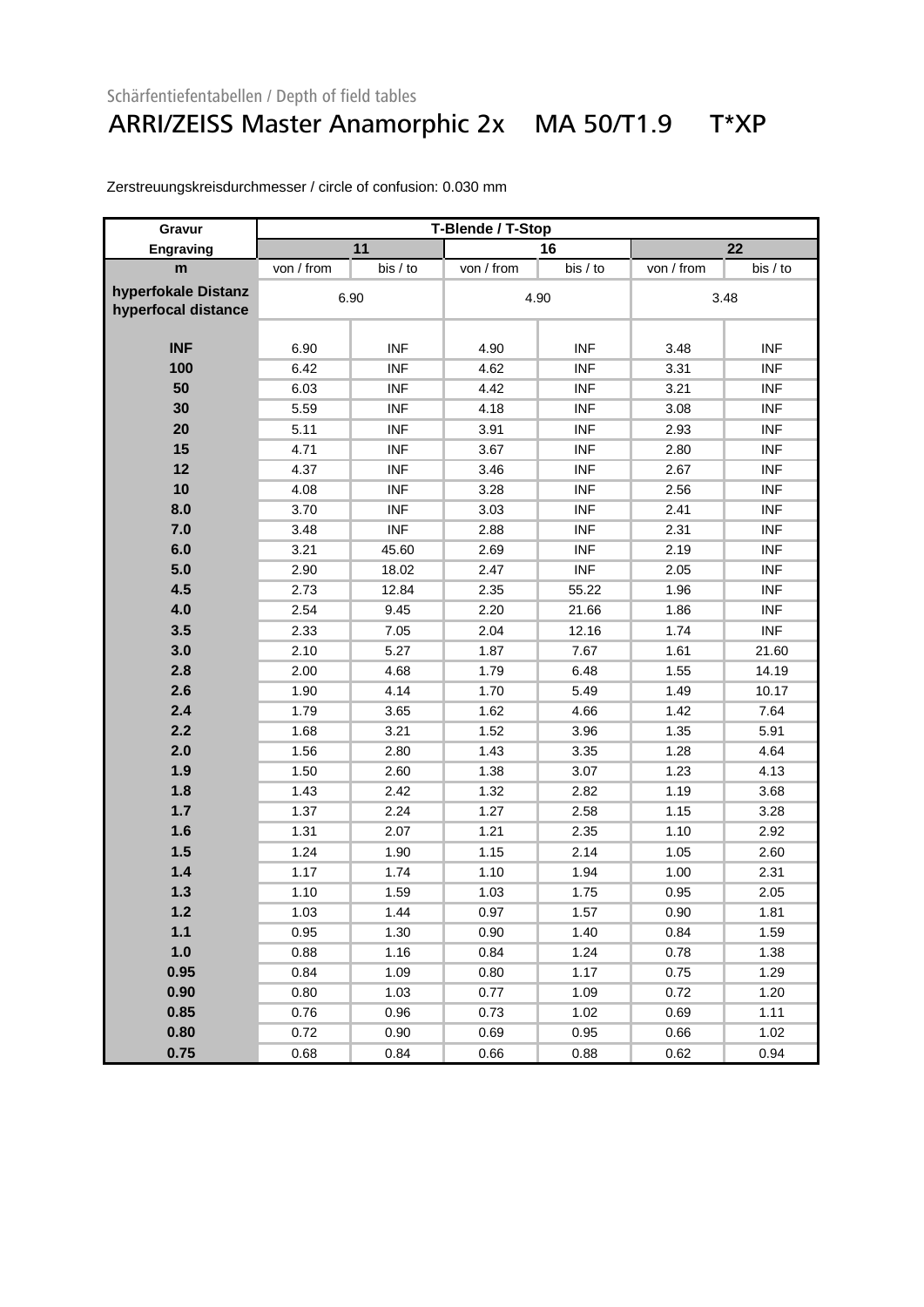Schärfentiefentabellen / Depth of field tables

# ARRI/ZEISS Master Anamorphic 2x MA 50/T1.9 T*XP

Zerstreuungskreisdurchmesser / circle of confusion: 0.030 mm

| Gravur | T-Blende / T-Stop | | | | | |
|---|---|---|---|---|---|---|
| Engraving | 11 | | 16 | | 22 | |
| m | von / from | bis / to | von / from | bis / to | von / from | bis / to |
| hyperfokale Distanz hyperfocal distance | 6.90 | | 4.90 | | 3.48 | |
| INF | 6.90 | INF | 4.90 | INF | 3.48 | INF |
| 100 | 6.42 | INF | 4.62 | INF | 3.31 | INF |
| 50 | 6.03 | INF | 4.42 | INF | 3.21 | INF |
| 30 | 5.59 | INF | 4.18 | INF | 3.08 | INF |
| 20 | 5.11 | INF | 3.91 | INF | 2.93 | INF |
| 15 | 4.71 | INF | 3.67 | INF | 2.80 | INF |
| 12 | 4.37 | INF | 3.46 | INF | 2.67 | INF |
| 10 | 4.08 | INF | 3.28 | INF | 2.56 | INF |
| 8.0 | 3.70 | INF | 3.03 | INF | 2.41 | INF |
| 7.0 | 3.48 | INF | 2.88 | INF | 2.31 | INF |
| 6.0 | 3.21 | 45.60 | 2.69 | INF | 2.19 | INF |
| 5.0 | 2.90 | 18.02 | 2.47 | INF | 2.05 | INF |
| 4.5 | 2.73 | 12.84 | 2.35 | 55.22 | 1.96 | INF |
| 4.0 | 2.54 | 9.45 | 2.20 | 21.66 | 1.86 | INF |
| 3.5 | 2.33 | 7.05 | 2.04 | 12.16 | 1.74 | INF |
| 3.0 | 2.10 | 5.27 | 1.87 | 7.67 | 1.61 | 21.60 |
| 2.8 | 2.00 | 4.68 | 1.79 | 6.48 | 1.55 | 14.19 |
| 2.6 | 1.90 | 4.14 | 1.70 | 5.49 | 1.49 | 10.17 |
| 2.4 | 1.79 | 3.65 | 1.62 | 4.66 | 1.42 | 7.64 |
| 2.2 | 1.68 | 3.21 | 1.52 | 3.96 | 1.35 | 5.91 |
| 2.0 | 1.56 | 2.80 | 1.43 | 3.35 | 1.28 | 4.64 |
| 1.9 | 1.50 | 2.60 | 1.38 | 3.07 | 1.23 | 4.13 |
| 1.8 | 1.43 | 2.42 | 1.32 | 2.82 | 1.19 | 3.68 |
| 1.7 | 1.37 | 2.24 | 1.27 | 2.58 | 1.15 | 3.28 |
| 1.6 | 1.31 | 2.07 | 1.21 | 2.35 | 1.10 | 2.92 |
| 1.5 | 1.24 | 1.90 | 1.15 | 2.14 | 1.05 | 2.60 |
| 1.4 | 1.17 | 1.74 | 1.10 | 1.94 | 1.00 | 2.31 |
| 1.3 | 1.10 | 1.59 | 1.03 | 1.75 | 0.95 | 2.05 |
| 1.2 | 1.03 | 1.44 | 0.97 | 1.57 | 0.90 | 1.81 |
| 1.1 | 0.95 | 1.30 | 0.90 | 1.40 | 0.84 | 1.59 |
| 1.0 | 0.88 | 1.16 | 0.84 | 1.24 | 0.78 | 1.38 |
| 0.95 | 0.84 | 1.09 | 0.80 | 1.17 | 0.75 | 1.29 |
| 0.90 | 0.80 | 1.03 | 0.77 | 1.09 | 0.72 | 1.20 |
| 0.85 | 0.76 | 0.96 | 0.73 | 1.02 | 0.69 | 1.11 |
| 0.80 | 0.72 | 0.90 | 0.69 | 0.95 | 0.66 | 1.02 |
| 0.75 | 0.68 | 0.84 | 0.66 | 0.88 | 0.62 | 0.94 |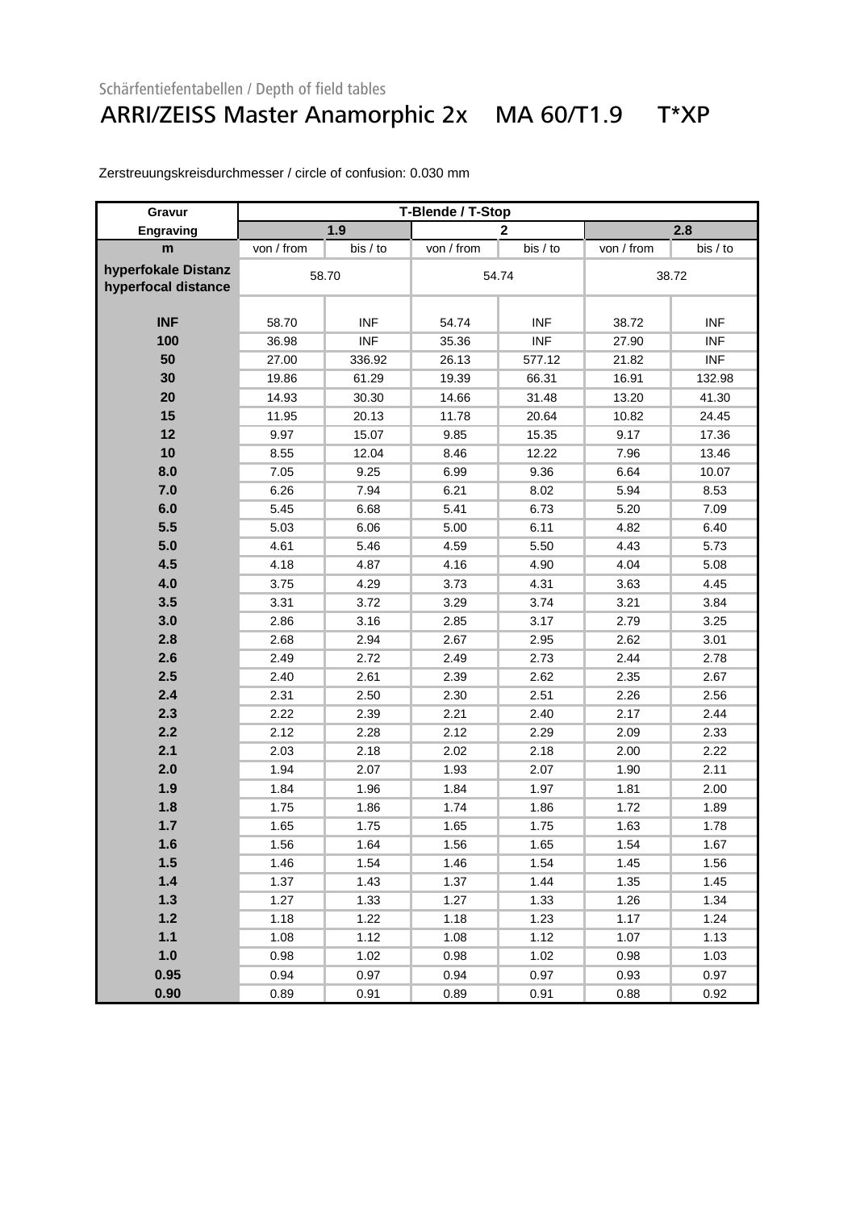Schärfentiefentabellen / Depth of field tables

# ARRI/ZEISS Master Anamorphic 2x MA 60/T1.9 T*XP

Zerstreuungskreisdurchmesser / circle of confusion: 0.030 mm

| Gravur | T-Blende / T-Stop | | | | | |
|---|---|---|---|---|---|---|
| Engraving | 1.9 | | 2 | | 2.8 | |
| m | von / from | bis / to | von / from | bis / to | von / from | bis / to |
| hyperfokale Distanz hyperfocal distance | 58.70 | | 54.74 | | 38.72 | |
| INF | 58.70 | INF | 54.74 | INF | 38.72 | INF |
| 100 | 36.98 | INF | 35.36 | INF | 27.90 | INF |
| 50 | 27.00 | 336.92 | 26.13 | 577.12 | 21.82 | INF |
| 30 | 19.86 | 61.29 | 19.39 | 66.31 | 16.91 | 132.98 |
| 20 | 14.93 | 30.30 | 14.66 | 31.48 | 13.20 | 41.30 |
| 15 | 11.95 | 20.13 | 11.78 | 20.64 | 10.82 | 24.45 |
| 12 | 9.97 | 15.07 | 9.85 | 15.35 | 9.17 | 17.36 |
| 10 | 8.55 | 12.04 | 8.46 | 12.22 | 7.96 | 13.46 |
| 8.0 | 7.05 | 9.25 | 6.99 | 9.36 | 6.64 | 10.07 |
| 7.0 | 6.26 | 7.94 | 6.21 | 8.02 | 5.94 | 8.53 |
| 6.0 | 5.45 | 6.68 | 5.41 | 6.73 | 5.20 | 7.09 |
| 5.5 | 5.03 | 6.06 | 5.00 | 6.11 | 4.82 | 6.40 |
| 5.0 | 4.61 | 5.46 | 4.59 | 5.50 | 4.43 | 5.73 |
| 4.5 | 4.18 | 4.87 | 4.16 | 4.90 | 4.04 | 5.08 |
| 4.0 | 3.75 | 4.29 | 3.73 | 4.31 | 3.63 | 4.45 |
| 3.5 | 3.31 | 3.72 | 3.29 | 3.74 | 3.21 | 3.84 |
| 3.0 | 2.86 | 3.16 | 2.85 | 3.17 | 2.79 | 3.25 |
| 2.8 | 2.68 | 2.94 | 2.67 | 2.95 | 2.62 | 3.01 |
| 2.6 | 2.49 | 2.72 | 2.49 | 2.73 | 2.44 | 2.78 |
| 2.5 | 2.40 | 2.61 | 2.39 | 2.62 | 2.35 | 2.67 |
| 2.4 | 2.31 | 2.50 | 2.30 | 2.51 | 2.26 | 2.56 |
| 2.3 | 2.22 | 2.39 | 2.21 | 2.40 | 2.17 | 2.44 |
| 2.2 | 2.12 | 2.28 | 2.12 | 2.29 | 2.09 | 2.33 |
| 2.1 | 2.03 | 2.18 | 2.02 | 2.18 | 2.00 | 2.22 |
| 2.0 | 1.94 | 2.07 | 1.93 | 2.07 | 1.90 | 2.11 |
| 1.9 | 1.84 | 1.96 | 1.84 | 1.97 | 1.81 | 2.00 |
| 1.8 | 1.75 | 1.86 | 1.74 | 1.86 | 1.72 | 1.89 |
| 1.7 | 1.65 | 1.75 | 1.65 | 1.75 | 1.63 | 1.78 |
| 1.6 | 1.56 | 1.64 | 1.56 | 1.65 | 1.54 | 1.67 |
| 1.5 | 1.46 | 1.54 | 1.46 | 1.54 | 1.45 | 1.56 |
| 1.4 | 1.37 | 1.43 | 1.37 | 1.44 | 1.35 | 1.45 |
| 1.3 | 1.27 | 1.33 | 1.27 | 1.33 | 1.26 | 1.34 |
| 1.2 | 1.18 | 1.22 | 1.18 | 1.23 | 1.17 | 1.24 |
| 1.1 | 1.08 | 1.12 | 1.08 | 1.12 | 1.07 | 1.13 |
| 1.0 | 0.98 | 1.02 | 0.98 | 1.02 | 0.98 | 1.03 |
| 0.95 | 0.94 | 0.97 | 0.94 | 0.97 | 0.93 | 0.97 |
| 0.90 | 0.89 | 0.91 | 0.89 | 0.91 | 0.88 | 0.92 |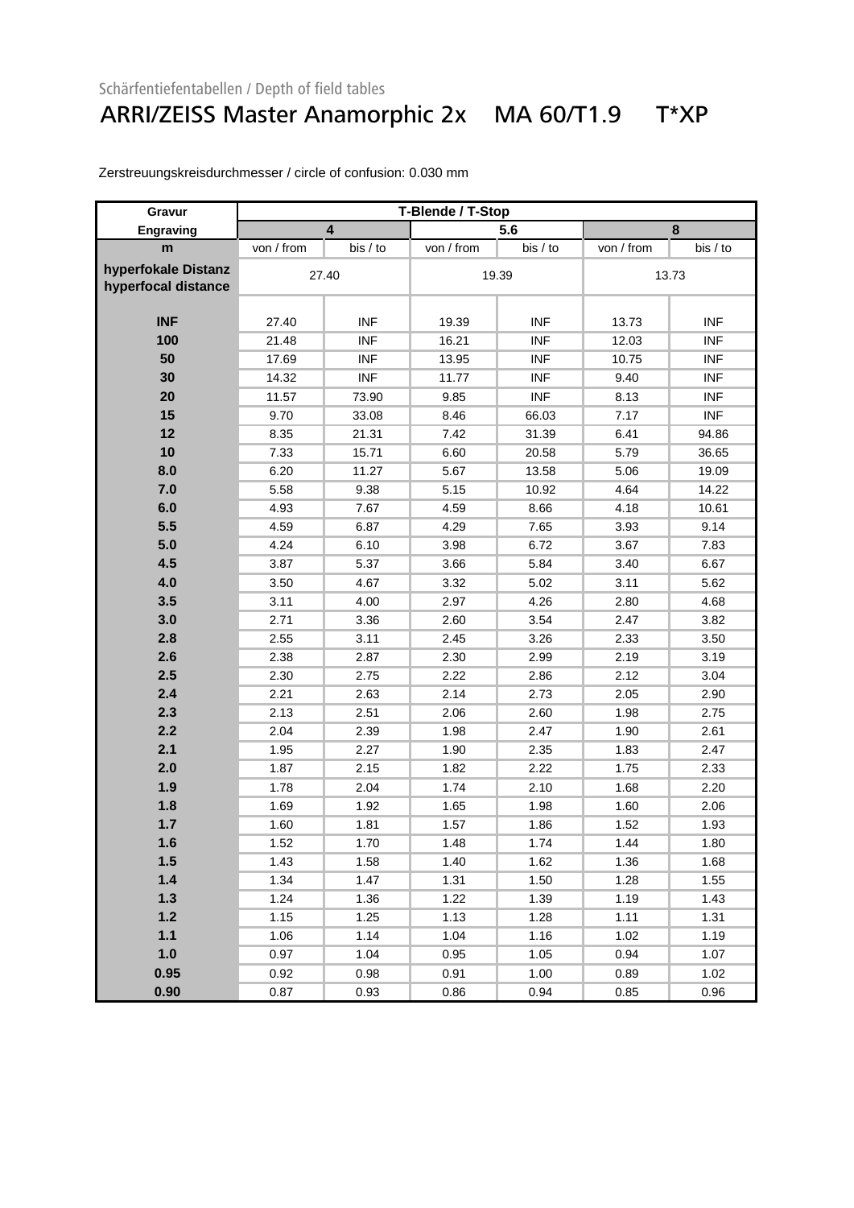Schärfentiefentabellen / Depth of field tables

# ARRI/ZEISS Master Anamorphic 2x MA 60/T1.9 T*XP

Zerstreuungskreisdurchmesser / circle of confusion: 0.030 mm

| Gravur | T-Blende / T-Stop | | | | | |
|---|---|---|---|---|---|---|
| Engraving | 4 | | 5.6 | | 8 | |
| m | von / from | bis / to | von / from | bis / to | von / from | bis / to |
| hyperfokale Distanz hyperfocal distance | 27.40 | | 19.39 | | 13.73 | |
| INF | 27.40 | INF | 19.39 | INF | 13.73 | INF |
| 100 | 21.48 | INF | 16.21 | INF | 12.03 | INF |
| 50 | 17.69 | INF | 13.95 | INF | 10.75 | INF |
| 30 | 14.32 | INF | 11.77 | INF | 9.40 | INF |
| 20 | 11.57 | 73.90 | 9.85 | INF | 8.13 | INF |
| 15 | 9.70 | 33.08 | 8.46 | 66.03 | 7.17 | INF |
| 12 | 8.35 | 21.31 | 7.42 | 31.39 | 6.41 | 94.86 |
| 10 | 7.33 | 15.71 | 6.60 | 20.58 | 5.79 | 36.65 |
| 8.0 | 6.20 | 11.27 | 5.67 | 13.58 | 5.06 | 19.09 |
| 7.0 | 5.58 | 9.38 | 5.15 | 10.92 | 4.64 | 14.22 |
| 6.0 | 4.93 | 7.67 | 4.59 | 8.66 | 4.18 | 10.61 |
| 5.5 | 4.59 | 6.87 | 4.29 | 7.65 | 3.93 | 9.14 |
| 5.0 | 4.24 | 6.10 | 3.98 | 6.72 | 3.67 | 7.83 |
| 4.5 | 3.87 | 5.37 | 3.66 | 5.84 | 3.40 | 6.67 |
| 4.0 | 3.50 | 4.67 | 3.32 | 5.02 | 3.11 | 5.62 |
| 3.5 | 3.11 | 4.00 | 2.97 | 4.26 | 2.80 | 4.68 |
| 3.0 | 2.71 | 3.36 | 2.60 | 3.54 | 2.47 | 3.82 |
| 2.8 | 2.55 | 3.11 | 2.45 | 3.26 | 2.33 | 3.50 |
| 2.6 | 2.38 | 2.87 | 2.30 | 2.99 | 2.19 | 3.19 |
| 2.5 | 2.30 | 2.75 | 2.22 | 2.86 | 2.12 | 3.04 |
| 2.4 | 2.21 | 2.63 | 2.14 | 2.73 | 2.05 | 2.90 |
| 2.3 | 2.13 | 2.51 | 2.06 | 2.60 | 1.98 | 2.75 |
| 2.2 | 2.04 | 2.39 | 1.98 | 2.47 | 1.90 | 2.61 |
| 2.1 | 1.95 | 2.27 | 1.90 | 2.35 | 1.83 | 2.47 |
| 2.0 | 1.87 | 2.15 | 1.82 | 2.22 | 1.75 | 2.33 |
| 1.9 | 1.78 | 2.04 | 1.74 | 2.10 | 1.68 | 2.20 |
| 1.8 | 1.69 | 1.92 | 1.65 | 1.98 | 1.60 | 2.06 |
| 1.7 | 1.60 | 1.81 | 1.57 | 1.86 | 1.52 | 1.93 |
| 1.6 | 1.52 | 1.70 | 1.48 | 1.74 | 1.44 | 1.80 |
| 1.5 | 1.43 | 1.58 | 1.40 | 1.62 | 1.36 | 1.68 |
| 1.4 | 1.34 | 1.47 | 1.31 | 1.50 | 1.28 | 1.55 |
| 1.3 | 1.24 | 1.36 | 1.22 | 1.39 | 1.19 | 1.43 |
| 1.2 | 1.15 | 1.25 | 1.13 | 1.28 | 1.11 | 1.31 |
| 1.1 | 1.06 | 1.14 | 1.04 | 1.16 | 1.02 | 1.19 |
| 1.0 | 0.97 | 1.04 | 0.95 | 1.05 | 0.94 | 1.07 |
| 0.95 | 0.92 | 0.98 | 0.91 | 1.00 | 0.89 | 1.02 |
| 0.90 | 0.87 | 0.93 | 0.86 | 0.94 | 0.85 | 0.96 |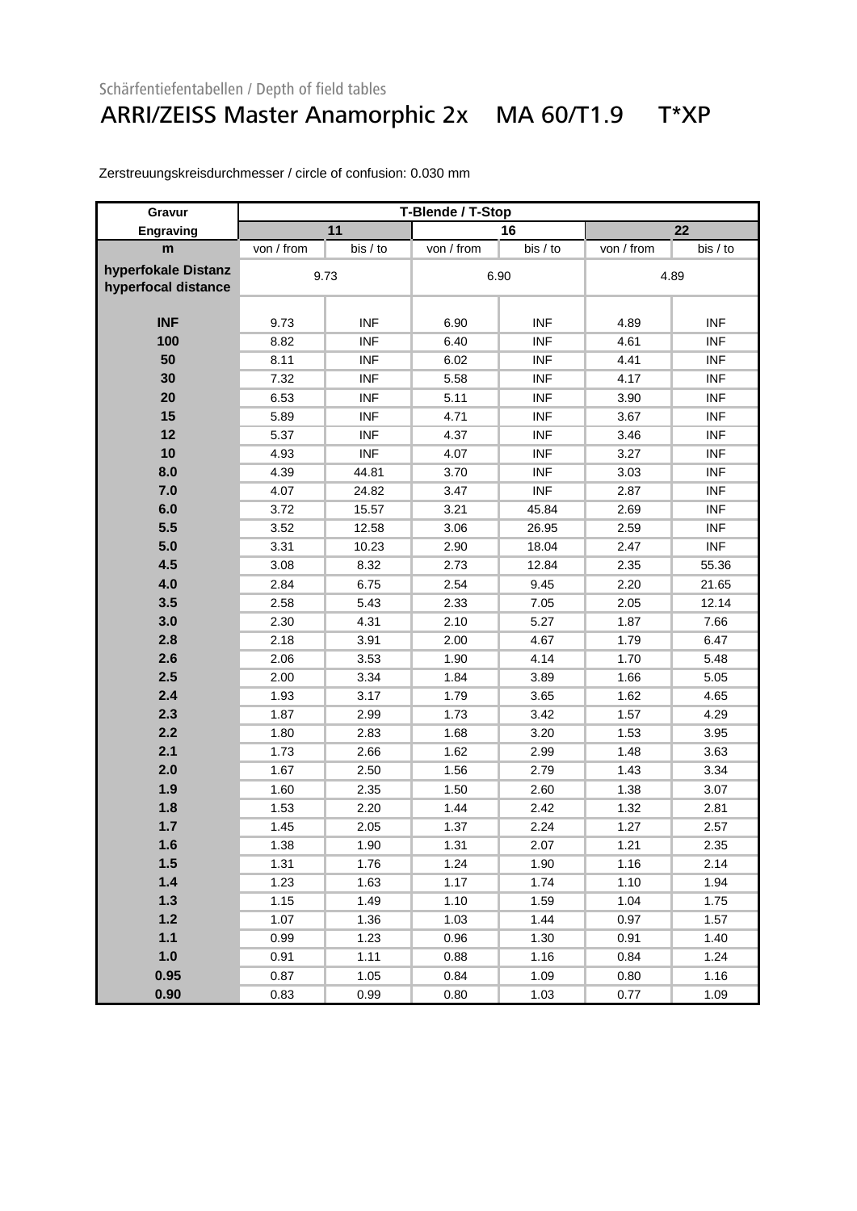Schärfentiefentabellen / Depth of field tables

# ARRI/ZEISS Master Anamorphic 2x MA 60/T1.9 T*XP

Zerstreuungskreisdurchmesser / circle of confusion: 0.030 mm

| Gravur Engraving | T-Blende / T-Stop | | | | | |
|---|---|---|---|---|---|---|
| | 11 | | 16 | | 22 | |
| m | von / from | bis / to | von / from | bis / to | von / from | bis / to |
| hyperfokale Distanz hyperfocal distance | 9.73 | | 6.90 | | 4.89 | |
| INF | 9.73 | INF | 6.90 | INF | 4.89 | INF |
| 100 | 8.82 | INF | 6.40 | INF | 4.61 | INF |
| 50 | 8.11 | INF | 6.02 | INF | 4.41 | INF |
| 30 | 7.32 | INF | 5.58 | INF | 4.17 | INF |
| 20 | 6.53 | INF | 5.11 | INF | 3.90 | INF |
| 15 | 5.89 | INF | 4.71 | INF | 3.67 | INF |
| 12 | 5.37 | INF | 4.37 | INF | 3.46 | INF |
| 10 | 4.93 | INF | 4.07 | INF | 3.27 | INF |
| 8.0 | 4.39 | 44.81 | 3.70 | INF | 3.03 | INF |
| 7.0 | 4.07 | 24.82 | 3.47 | INF | 2.87 | INF |
| 6.0 | 3.72 | 15.57 | 3.21 | 45.84 | 2.69 | INF |
| 5.5 | 3.52 | 12.58 | 3.06 | 26.95 | 2.59 | INF |
| 5.0 | 3.31 | 10.23 | 2.90 | 18.04 | 2.47 | INF |
| 4.5 | 3.08 | 8.32 | 2.73 | 12.84 | 2.35 | 55.36 |
| 4.0 | 2.84 | 6.75 | 2.54 | 9.45 | 2.20 | 21.65 |
| 3.5 | 2.58 | 5.43 | 2.33 | 7.05 | 2.05 | 12.14 |
| 3.0 | 2.30 | 4.31 | 2.10 | 5.27 | 1.87 | 7.66 |
| 2.8 | 2.18 | 3.91 | 2.00 | 4.67 | 1.79 | 6.47 |
| 2.6 | 2.06 | 3.53 | 1.90 | 4.14 | 1.70 | 5.48 |
| 2.5 | 2.00 | 3.34 | 1.84 | 3.89 | 1.66 | 5.05 |
| 2.4 | 1.93 | 3.17 | 1.79 | 3.65 | 1.62 | 4.65 |
| 2.3 | 1.87 | 2.99 | 1.73 | 3.42 | 1.57 | 4.29 |
| 2.2 | 1.80 | 2.83 | 1.68 | 3.20 | 1.53 | 3.95 |
| 2.1 | 1.73 | 2.66 | 1.62 | 2.99 | 1.48 | 3.63 |
| 2.0 | 1.67 | 2.50 | 1.56 | 2.79 | 1.43 | 3.34 |
| 1.9 | 1.60 | 2.35 | 1.50 | 2.60 | 1.38 | 3.07 |
| 1.8 | 1.53 | 2.20 | 1.44 | 2.42 | 1.32 | 2.81 |
| 1.7 | 1.45 | 2.05 | 1.37 | 2.24 | 1.27 | 2.57 |
| 1.6 | 1.38 | 1.90 | 1.31 | 2.07 | 1.21 | 2.35 |
| 1.5 | 1.31 | 1.76 | 1.24 | 1.90 | 1.16 | 2.14 |
| 1.4 | 1.23 | 1.63 | 1.17 | 1.74 | 1.10 | 1.94 |
| 1.3 | 1.15 | 1.49 | 1.10 | 1.59 | 1.04 | 1.75 |
| 1.2 | 1.07 | 1.36 | 1.03 | 1.44 | 0.97 | 1.57 |
| 1.1 | 0.99 | 1.23 | 0.96 | 1.30 | 0.91 | 1.40 |
| 1.0 | 0.91 | 1.11 | 0.88 | 1.16 | 0.84 | 1.24 |
| 0.95 | 0.87 | 1.05 | 0.84 | 1.09 | 0.80 | 1.16 |
| 0.90 | 0.83 | 0.99 | 0.80 | 1.03 | 0.77 | 1.09 |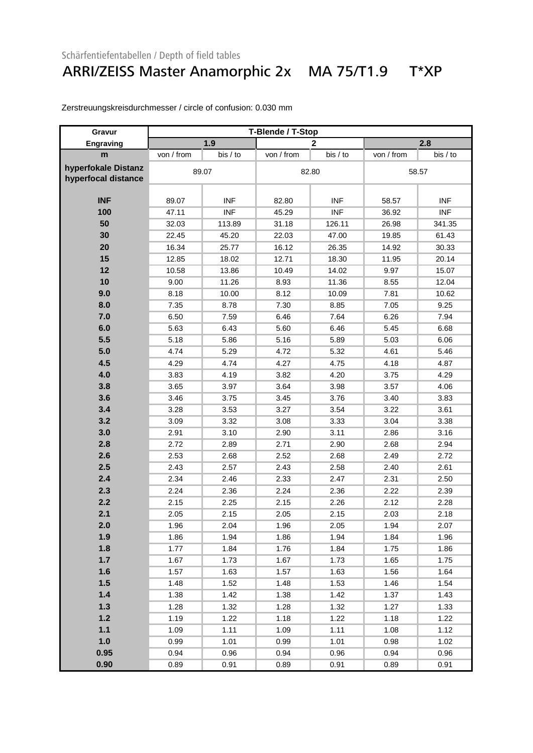Schärfentiefentabellen / Depth of field tables

# ARRI/ZEISS Master Anamorphic 2x MA 75/T1.9 T*XP

Zerstreuungskreisdurchmesser / circle of confusion: 0.030 mm

| Gravur | T-Blende / T-Stop | | | | | |
|---|---|---|---|---|---|---|
| Engraving | 1.9 | | 2 | | 2.8 | |
| m | von / from | bis / to | von / from | bis / to | von / from | bis / to |
| hyperfokale Distanz hyperfocal distance | 89.07 | | 82.80 | | 58.57 | |
| INF | 89.07 | INF | 82.80 | INF | 58.57 | INF |
| 100 | 47.11 | INF | 45.29 | INF | 36.92 | INF |
| 50 | 32.03 | 113.89 | 31.18 | 126.11 | 26.98 | 341.35 |
| 30 | 22.45 | 45.20 | 22.03 | 47.00 | 19.85 | 61.43 |
| 20 | 16.34 | 25.77 | 16.12 | 26.35 | 14.92 | 30.33 |
| 15 | 12.85 | 18.02 | 12.71 | 18.30 | 11.95 | 20.14 |
| 12 | 10.58 | 13.86 | 10.49 | 14.02 | 9.97 | 15.07 |
| 10 | 9.00 | 11.26 | 8.93 | 11.36 | 8.55 | 12.04 |
| 9.0 | 8.18 | 10.00 | 8.12 | 10.09 | 7.81 | 10.62 |
| 8.0 | 7.35 | 8.78 | 7.30 | 8.85 | 7.05 | 9.25 |
| 7.0 | 6.50 | 7.59 | 6.46 | 7.64 | 6.26 | 7.94 |
| 6.0 | 5.63 | 6.43 | 5.60 | 6.46 | 5.45 | 6.68 |
| 5.5 | 5.18 | 5.86 | 5.16 | 5.89 | 5.03 | 6.06 |
| 5.0 | 4.74 | 5.29 | 4.72 | 5.32 | 4.61 | 5.46 |
| 4.5 | 4.29 | 4.74 | 4.27 | 4.75 | 4.18 | 4.87 |
| 4.0 | 3.83 | 4.19 | 3.82 | 4.20 | 3.75 | 4.29 |
| 3.8 | 3.65 | 3.97 | 3.64 | 3.98 | 3.57 | 4.06 |
| 3.6 | 3.46 | 3.75 | 3.45 | 3.76 | 3.40 | 3.83 |
| 3.4 | 3.28 | 3.53 | 3.27 | 3.54 | 3.22 | 3.61 |
| 3.2 | 3.09 | 3.32 | 3.08 | 3.33 | 3.04 | 3.38 |
| 3.0 | 2.91 | 3.10 | 2.90 | 3.11 | 2.86 | 3.16 |
| 2.8 | 2.72 | 2.89 | 2.71 | 2.90 | 2.68 | 2.94 |
| 2.6 | 2.53 | 2.68 | 2.52 | 2.68 | 2.49 | 2.72 |
| 2.5 | 2.43 | 2.57 | 2.43 | 2.58 | 2.40 | 2.61 |
| 2.4 | 2.34 | 2.46 | 2.33 | 2.47 | 2.31 | 2.50 |
| 2.3 | 2.24 | 2.36 | 2.24 | 2.36 | 2.22 | 2.39 |
| 2.2 | 2.15 | 2.25 | 2.15 | 2.26 | 2.12 | 2.28 |
| 2.1 | 2.05 | 2.15 | 2.05 | 2.15 | 2.03 | 2.18 |
| 2.0 | 1.96 | 2.04 | 1.96 | 2.05 | 1.94 | 2.07 |
| 1.9 | 1.86 | 1.94 | 1.86 | 1.94 | 1.84 | 1.96 |
| 1.8 | 1.77 | 1.84 | 1.76 | 1.84 | 1.75 | 1.86 |
| 1.7 | 1.67 | 1.73 | 1.67 | 1.73 | 1.65 | 1.75 |
| 1.6 | 1.57 | 1.63 | 1.57 | 1.63 | 1.56 | 1.64 |
| 1.5 | 1.48 | 1.52 | 1.48 | 1.53 | 1.46 | 1.54 |
| 1.4 | 1.38 | 1.42 | 1.38 | 1.42 | 1.37 | 1.43 |
| 1.3 | 1.28 | 1.32 | 1.28 | 1.32 | 1.27 | 1.33 |
| 1.2 | 1.19 | 1.22 | 1.18 | 1.22 | 1.18 | 1.22 |
| 1.1 | 1.09 | 1.11 | 1.09 | 1.11 | 1.08 | 1.12 |
| 1.0 | 0.99 | 1.01 | 0.99 | 1.01 | 0.98 | 1.02 |
| 0.95 | 0.94 | 0.96 | 0.94 | 0.96 | 0.94 | 0.96 |
| 0.90 | 0.89 | 0.91 | 0.89 | 0.91 | 0.89 | 0.91 |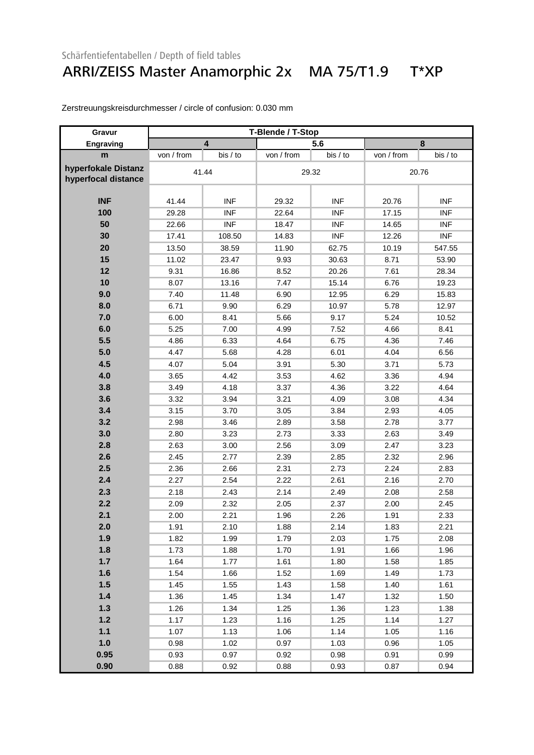Schärfentiefentabellen / Depth of field tables

# ARRI/ZEISS Master Anamorphic 2x MA 75/T1.9 T*XP

Zerstreuungskreisdurchmesser / circle of confusion: 0.030 mm

| Gravur | T-Blende / T-Stop | | | | | |
|---|---|---|---|---|---|---|
| Engraving | 4 | | 5.6 | | 8 | |
| m | von / from | bis / to | von / from | bis / to | von / from | bis / to |
| hyperfokale Distanz hyperfocal distance | 41.44 | | 29.32 | | 20.76 | |
| INF | 41.44 | INF | 29.32 | INF | 20.76 | INF |
| 100 | 29.28 | INF | 22.64 | INF | 17.15 | INF |
| 50 | 22.66 | INF | 18.47 | INF | 14.65 | INF |
| 30 | 17.41 | 108.50 | 14.83 | INF | 12.26 | INF |
| 20 | 13.50 | 38.59 | 11.90 | 62.75 | 10.19 | 547.55 |
| 15 | 11.02 | 23.47 | 9.93 | 30.63 | 8.71 | 53.90 |
| 12 | 9.31 | 16.86 | 8.52 | 20.26 | 7.61 | 28.34 |
| 10 | 8.07 | 13.16 | 7.47 | 15.14 | 6.76 | 19.23 |
| 9.0 | 7.40 | 11.48 | 6.90 | 12.95 | 6.29 | 15.83 |
| 8.0 | 6.71 | 9.90 | 6.29 | 10.97 | 5.78 | 12.97 |
| 7.0 | 6.00 | 8.41 | 5.66 | 9.17 | 5.24 | 10.52 |
| 6.0 | 5.25 | 7.00 | 4.99 | 7.52 | 4.66 | 8.41 |
| 5.5 | 4.86 | 6.33 | 4.64 | 6.75 | 4.36 | 7.46 |
| 5.0 | 4.47 | 5.68 | 4.28 | 6.01 | 4.04 | 6.56 |
| 4.5 | 4.07 | 5.04 | 3.91 | 5.30 | 3.71 | 5.73 |
| 4.0 | 3.65 | 4.42 | 3.53 | 4.62 | 3.36 | 4.94 |
| 3.8 | 3.49 | 4.18 | 3.37 | 4.36 | 3.22 | 4.64 |
| 3.6 | 3.32 | 3.94 | 3.21 | 4.09 | 3.08 | 4.34 |
| 3.4 | 3.15 | 3.70 | 3.05 | 3.84 | 2.93 | 4.05 |
| 3.2 | 2.98 | 3.46 | 2.89 | 3.58 | 2.78 | 3.77 |
| 3.0 | 2.80 | 3.23 | 2.73 | 3.33 | 2.63 | 3.49 |
| 2.8 | 2.63 | 3.00 | 2.56 | 3.09 | 2.47 | 3.23 |
| 2.6 | 2.45 | 2.77 | 2.39 | 2.85 | 2.32 | 2.96 |
| 2.5 | 2.36 | 2.66 | 2.31 | 2.73 | 2.24 | 2.83 |
| 2.4 | 2.27 | 2.54 | 2.22 | 2.61 | 2.16 | 2.70 |
| 2.3 | 2.18 | 2.43 | 2.14 | 2.49 | 2.08 | 2.58 |
| 2.2 | 2.09 | 2.32 | 2.05 | 2.37 | 2.00 | 2.45 |
| 2.1 | 2.00 | 2.21 | 1.96 | 2.26 | 1.91 | 2.33 |
| 2.0 | 1.91 | 2.10 | 1.88 | 2.14 | 1.83 | 2.21 |
| 1.9 | 1.82 | 1.99 | 1.79 | 2.03 | 1.75 | 2.08 |
| 1.8 | 1.73 | 1.88 | 1.70 | 1.91 | 1.66 | 1.96 |
| 1.7 | 1.64 | 1.77 | 1.61 | 1.80 | 1.58 | 1.85 |
| 1.6 | 1.54 | 1.66 | 1.52 | 1.69 | 1.49 | 1.73 |
| 1.5 | 1.45 | 1.55 | 1.43 | 1.58 | 1.40 | 1.61 |
| 1.4 | 1.36 | 1.45 | 1.34 | 1.47 | 1.32 | 1.50 |
| 1.3 | 1.26 | 1.34 | 1.25 | 1.36 | 1.23 | 1.38 |
| 1.2 | 1.17 | 1.23 | 1.16 | 1.25 | 1.14 | 1.27 |
| 1.1 | 1.07 | 1.13 | 1.06 | 1.14 | 1.05 | 1.16 |
| 1.0 | 0.98 | 1.02 | 0.97 | 1.03 | 0.96 | 1.05 |
| 0.95 | 0.93 | 0.97 | 0.92 | 0.98 | 0.91 | 0.99 |
| 0.90 | 0.88 | 0.92 | 0.88 | 0.93 | 0.87 | 0.94 |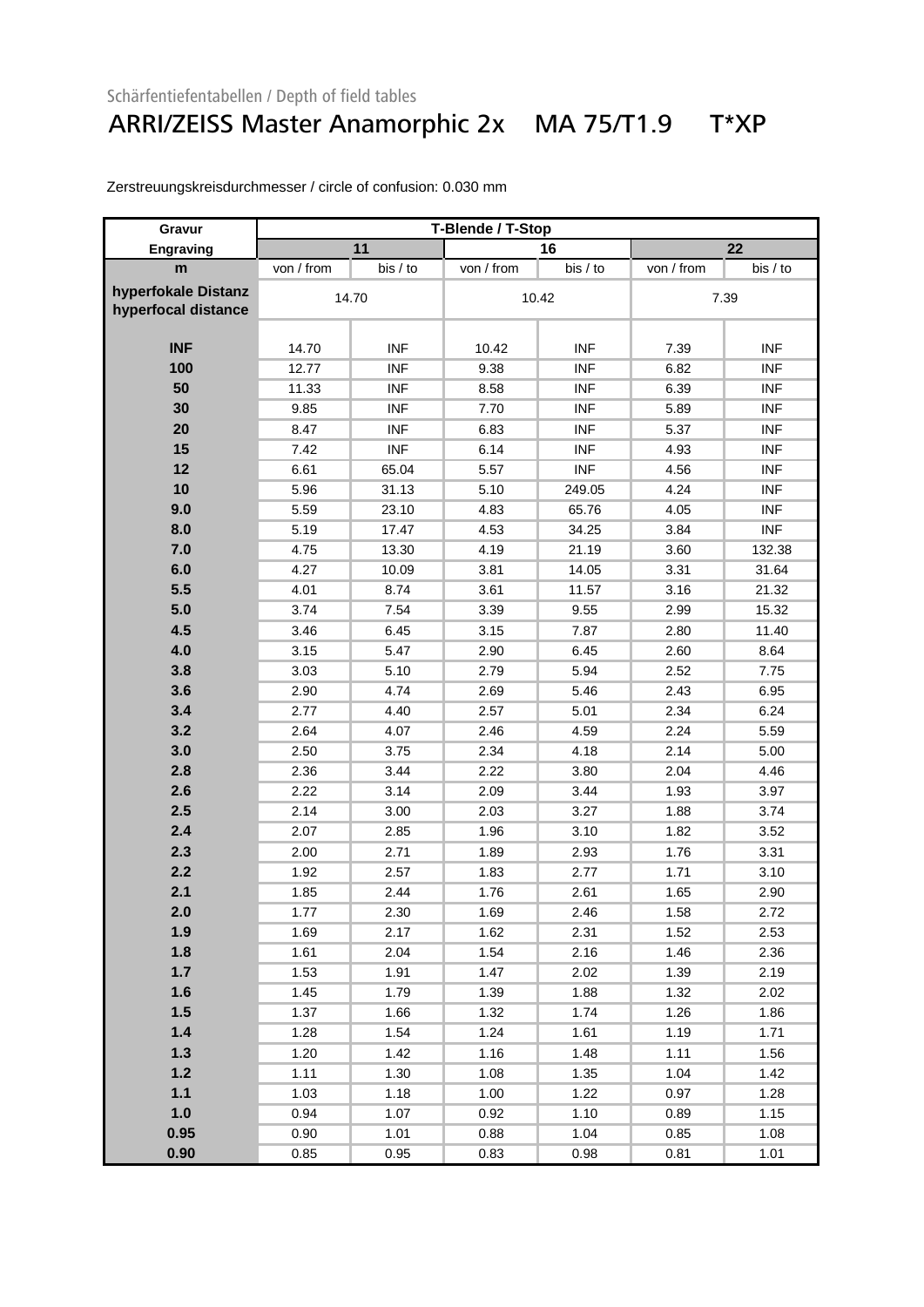Schärfentiefentabellen / Depth of field tables

# ARRI/ZEISS Master Anamorphic 2x MA 75/T1.9 T*XP

Zerstreuungskreisdurchmesser / circle of confusion: 0.030 mm

| Gravur | T-Blende / T-Stop | | | | | |
|---|---|---|---|---|---|---|
| Engraving | 11 | | 16 | | 22 | |
| m | von / from | bis / to | von / from | bis / to | von / from | bis / to |
| hyperfokale Distanz hyperfocal distance | 14.70 | | 10.42 | | 7.39 | |
| INF | 14.70 | INF | 10.42 | INF | 7.39 | INF |
| 100 | 12.77 | INF | 9.38 | INF | 6.82 | INF |
| 50 | 11.33 | INF | 8.58 | INF | 6.39 | INF |
| 30 | 9.85 | INF | 7.70 | INF | 5.89 | INF |
| 20 | 8.47 | INF | 6.83 | INF | 5.37 | INF |
| 15 | 7.42 | INF | 6.14 | INF | 4.93 | INF |
| 12 | 6.61 | 65.04 | 5.57 | INF | 4.56 | INF |
| 10 | 5.96 | 31.13 | 5.10 | 249.05 | 4.24 | INF |
| 9.0 | 5.59 | 23.10 | 4.83 | 65.76 | 4.05 | INF |
| 8.0 | 5.19 | 17.47 | 4.53 | 34.25 | 3.84 | INF |
| 7.0 | 4.75 | 13.30 | 4.19 | 21.19 | 3.60 | 132.38 |
| 6.0 | 4.27 | 10.09 | 3.81 | 14.05 | 3.31 | 31.64 |
| 5.5 | 4.01 | 8.74 | 3.61 | 11.57 | 3.16 | 21.32 |
| 5.0 | 3.74 | 7.54 | 3.39 | 9.55 | 2.99 | 15.32 |
| 4.5 | 3.46 | 6.45 | 3.15 | 7.87 | 2.80 | 11.40 |
| 4.0 | 3.15 | 5.47 | 2.90 | 6.45 | 2.60 | 8.64 |
| 3.8 | 3.03 | 5.10 | 2.79 | 5.94 | 2.52 | 7.75 |
| 3.6 | 2.90 | 4.74 | 2.69 | 5.46 | 2.43 | 6.95 |
| 3.4 | 2.77 | 4.40 | 2.57 | 5.01 | 2.34 | 6.24 |
| 3.2 | 2.64 | 4.07 | 2.46 | 4.59 | 2.24 | 5.59 |
| 3.0 | 2.50 | 3.75 | 2.34 | 4.18 | 2.14 | 5.00 |
| 2.8 | 2.36 | 3.44 | 2.22 | 3.80 | 2.04 | 4.46 |
| 2.6 | 2.22 | 3.14 | 2.09 | 3.44 | 1.93 | 3.97 |
| 2.5 | 2.14 | 3.00 | 2.03 | 3.27 | 1.88 | 3.74 |
| 2.4 | 2.07 | 2.85 | 1.96 | 3.10 | 1.82 | 3.52 |
| 2.3 | 2.00 | 2.71 | 1.89 | 2.93 | 1.76 | 3.31 |
| 2.2 | 1.92 | 2.57 | 1.83 | 2.77 | 1.71 | 3.10 |
| 2.1 | 1.85 | 2.44 | 1.76 | 2.61 | 1.65 | 2.90 |
| 2.0 | 1.77 | 2.30 | 1.69 | 2.46 | 1.58 | 2.72 |
| 1.9 | 1.69 | 2.17 | 1.62 | 2.31 | 1.52 | 2.53 |
| 1.8 | 1.61 | 2.04 | 1.54 | 2.16 | 1.46 | 2.36 |
| 1.7 | 1.53 | 1.91 | 1.47 | 2.02 | 1.39 | 2.19 |
| 1.6 | 1.45 | 1.79 | 1.39 | 1.88 | 1.32 | 2.02 |
| 1.5 | 1.37 | 1.66 | 1.32 | 1.74 | 1.26 | 1.86 |
| 1.4 | 1.28 | 1.54 | 1.24 | 1.61 | 1.19 | 1.71 |
| 1.3 | 1.20 | 1.42 | 1.16 | 1.48 | 1.11 | 1.56 |
| 1.2 | 1.11 | 1.30 | 1.08 | 1.35 | 1.04 | 1.42 |
| 1.1 | 1.03 | 1.18 | 1.00 | 1.22 | 0.97 | 1.28 |
| 1.0 | 0.94 | 1.07 | 0.92 | 1.10 | 0.89 | 1.15 |
| 0.95 | 0.90 | 1.01 | 0.88 | 1.04 | 0.85 | 1.08 |
| 0.90 | 0.85 | 0.95 | 0.83 | 0.98 | 0.81 | 1.01 |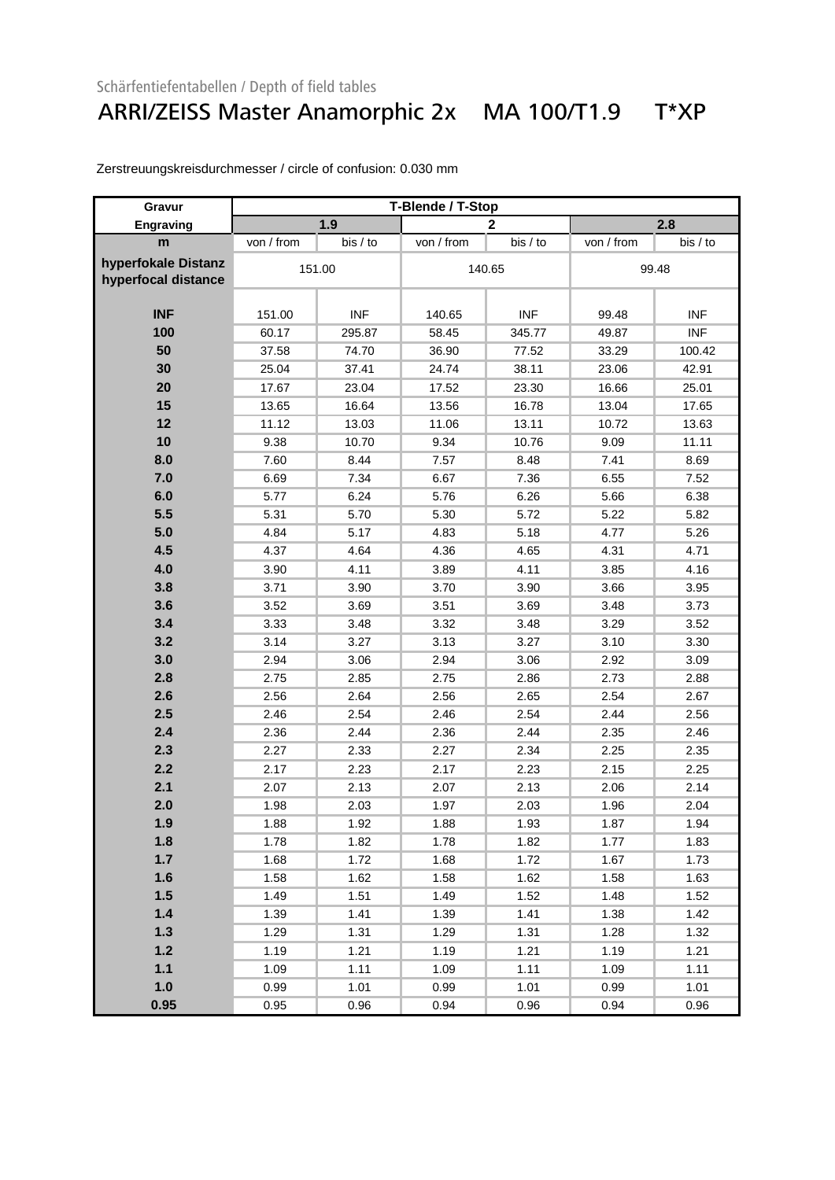Schärfentiefentabellen / Depth of field tables

# ARRI/ZEISS Master Anamorphic 2x MA 100/T1.9 T*XP

Zerstreuungskreisdurchmesser / circle of confusion: 0.030 mm

| Gravur / Engraving | T-Blende / T-Stop | | | | | |
|---|---|---|---|---|---|---|
| | 1.9 | | 2 | | 2.8 | |
| m | von / from | bis / to | von / from | bis / to | von / from | bis / to |
| hyperfokale Distanz / hyperfocal distance | 151.00 | | 140.65 | | 99.48 | |
| INF | 151.00 | INF | 140.65 | INF | 99.48 | INF |
| 100 | 60.17 | 295.87 | 58.45 | 345.77 | 49.87 | INF |
| 50 | 37.58 | 74.70 | 36.90 | 77.52 | 33.29 | 100.42 |
| 30 | 25.04 | 37.41 | 24.74 | 38.11 | 23.06 | 42.91 |
| 20 | 17.67 | 23.04 | 17.52 | 23.30 | 16.66 | 25.01 |
| 15 | 13.65 | 16.64 | 13.56 | 16.78 | 13.04 | 17.65 |
| 12 | 11.12 | 13.03 | 11.06 | 13.11 | 10.72 | 13.63 |
| 10 | 9.38 | 10.70 | 9.34 | 10.76 | 9.09 | 11.11 |
| 8.0 | 7.60 | 8.44 | 7.57 | 8.48 | 7.41 | 8.69 |
| 7.0 | 6.69 | 7.34 | 6.67 | 7.36 | 6.55 | 7.52 |
| 6.0 | 5.77 | 6.24 | 5.76 | 6.26 | 5.66 | 6.38 |
| 5.5 | 5.31 | 5.70 | 5.30 | 5.72 | 5.22 | 5.82 |
| 5.0 | 4.84 | 5.17 | 4.83 | 5.18 | 4.77 | 5.26 |
| 4.5 | 4.37 | 4.64 | 4.36 | 4.65 | 4.31 | 4.71 |
| 4.0 | 3.90 | 4.11 | 3.89 | 4.11 | 3.85 | 4.16 |
| 3.8 | 3.71 | 3.90 | 3.70 | 3.90 | 3.66 | 3.95 |
| 3.6 | 3.52 | 3.69 | 3.51 | 3.69 | 3.48 | 3.73 |
| 3.4 | 3.33 | 3.48 | 3.32 | 3.48 | 3.29 | 3.52 |
| 3.2 | 3.14 | 3.27 | 3.13 | 3.27 | 3.10 | 3.30 |
| 3.0 | 2.94 | 3.06 | 2.94 | 3.06 | 2.92 | 3.09 |
| 2.8 | 2.75 | 2.85 | 2.75 | 2.86 | 2.73 | 2.88 |
| 2.6 | 2.56 | 2.64 | 2.56 | 2.65 | 2.54 | 2.67 |
| 2.5 | 2.46 | 2.54 | 2.46 | 2.54 | 2.44 | 2.56 |
| 2.4 | 2.36 | 2.44 | 2.36 | 2.44 | 2.35 | 2.46 |
| 2.3 | 2.27 | 2.33 | 2.27 | 2.34 | 2.25 | 2.35 |
| 2.2 | 2.17 | 2.23 | 2.17 | 2.23 | 2.15 | 2.25 |
| 2.1 | 2.07 | 2.13 | 2.07 | 2.13 | 2.06 | 2.14 |
| 2.0 | 1.98 | 2.03 | 1.97 | 2.03 | 1.96 | 2.04 |
| 1.9 | 1.88 | 1.92 | 1.88 | 1.93 | 1.87 | 1.94 |
| 1.8 | 1.78 | 1.82 | 1.78 | 1.82 | 1.77 | 1.83 |
| 1.7 | 1.68 | 1.72 | 1.68 | 1.72 | 1.67 | 1.73 |
| 1.6 | 1.58 | 1.62 | 1.58 | 1.62 | 1.58 | 1.63 |
| 1.5 | 1.49 | 1.51 | 1.49 | 1.52 | 1.48 | 1.52 |
| 1.4 | 1.39 | 1.41 | 1.39 | 1.41 | 1.38 | 1.42 |
| 1.3 | 1.29 | 1.31 | 1.29 | 1.31 | 1.28 | 1.32 |
| 1.2 | 1.19 | 1.21 | 1.19 | 1.21 | 1.19 | 1.21 |
| 1.1 | 1.09 | 1.11 | 1.09 | 1.11 | 1.09 | 1.11 |
| 1.0 | 0.99 | 1.01 | 0.99 | 1.01 | 0.99 | 1.01 |
| 0.95 | 0.95 | 0.96 | 0.94 | 0.96 | 0.94 | 0.96 |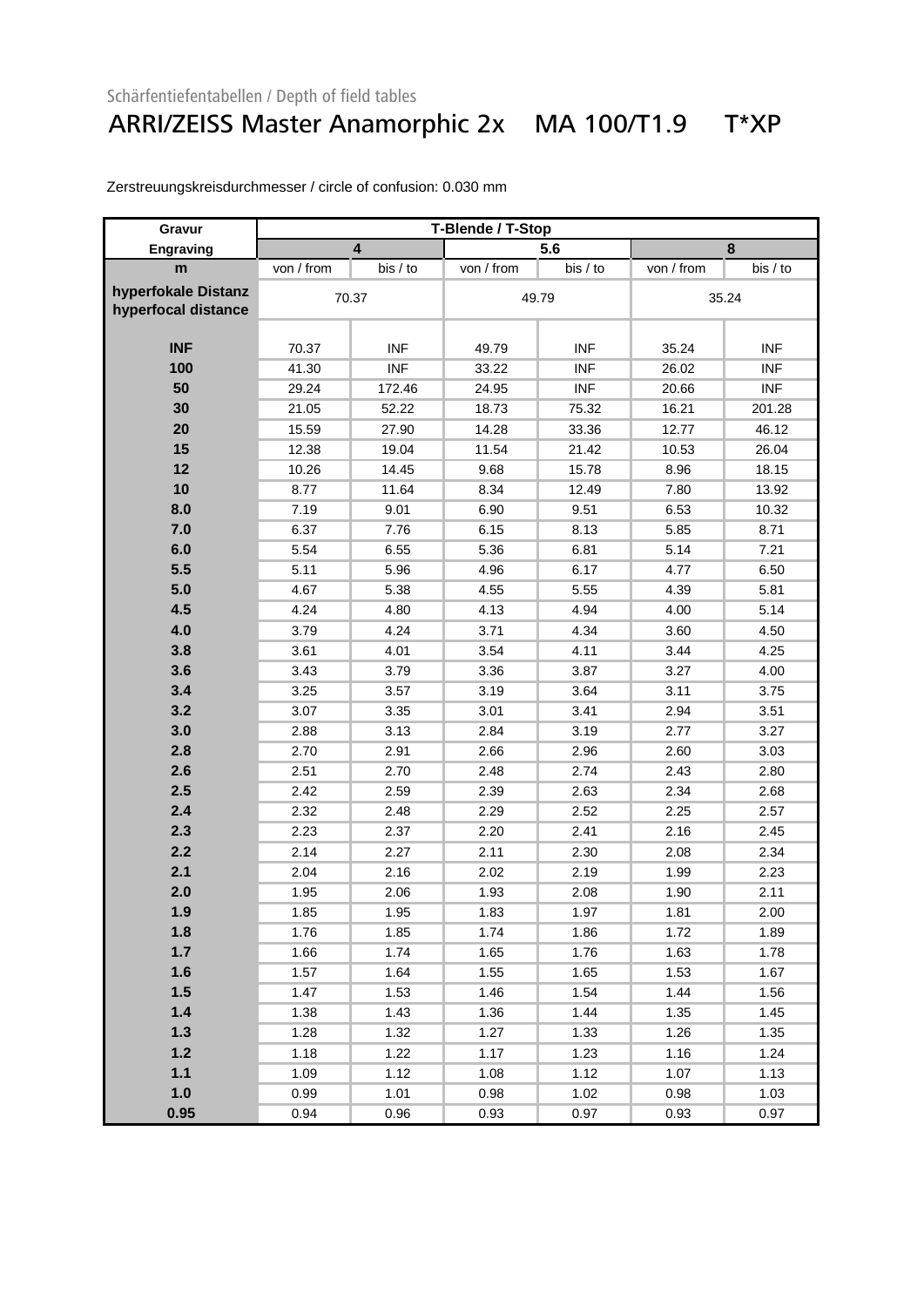Schärfentiefentabellen / Depth of field tables

# ARRI/ZEISS Master Anamorphic 2x MA 100/T1.9 T*XP

Zerstreuungskreisdurchmesser / circle of confusion: 0.030 mm

| Gravur Engraving | T-Blende / T-Stop | | | | | |
|---|---|---|---|---|---|---|
| | 4 | | 5.6 | | 8 | |
| m | von / from | bis / to | von / from | bis / to | von / from | bis / to |
| hyperfokale Distanz hyperfocal distance | 70.37 | | 49.79 | | 35.24 | |
| INF | 70.37 | INF | 49.79 | INF | 35.24 | INF |
| 100 | 41.30 | INF | 33.22 | INF | 26.02 | INF |
| 50 | 29.24 | 172.46 | 24.95 | INF | 20.66 | INF |
| 30 | 21.05 | 52.22 | 18.73 | 75.32 | 16.21 | 201.28 |
| 20 | 15.59 | 27.90 | 14.28 | 33.36 | 12.77 | 46.12 |
| 15 | 12.38 | 19.04 | 11.54 | 21.42 | 10.53 | 26.04 |
| 12 | 10.26 | 14.45 | 9.68 | 15.78 | 8.96 | 18.15 |
| 10 | 8.77 | 11.64 | 8.34 | 12.49 | 7.80 | 13.92 |
| 8.0 | 7.19 | 9.01 | 6.90 | 9.51 | 6.53 | 10.32 |
| 7.0 | 6.37 | 7.76 | 6.15 | 8.13 | 5.85 | 8.71 |
| 6.0 | 5.54 | 6.55 | 5.36 | 6.81 | 5.14 | 7.21 |
| 5.5 | 5.11 | 5.96 | 4.96 | 6.17 | 4.77 | 6.50 |
| 5.0 | 4.67 | 5.38 | 4.55 | 5.55 | 4.39 | 5.81 |
| 4.5 | 4.24 | 4.80 | 4.13 | 4.94 | 4.00 | 5.14 |
| 4.0 | 3.79 | 4.24 | 3.71 | 4.34 | 3.60 | 4.50 |
| 3.8 | 3.61 | 4.01 | 3.54 | 4.11 | 3.44 | 4.25 |
| 3.6 | 3.43 | 3.79 | 3.36 | 3.87 | 3.27 | 4.00 |
| 3.4 | 3.25 | 3.57 | 3.19 | 3.64 | 3.11 | 3.75 |
| 3.2 | 3.07 | 3.35 | 3.01 | 3.41 | 2.94 | 3.51 |
| 3.0 | 2.88 | 3.13 | 2.84 | 3.19 | 2.77 | 3.27 |
| 2.8 | 2.70 | 2.91 | 2.66 | 2.96 | 2.60 | 3.03 |
| 2.6 | 2.51 | 2.70 | 2.48 | 2.74 | 2.43 | 2.80 |
| 2.5 | 2.42 | 2.59 | 2.39 | 2.63 | 2.34 | 2.68 |
| 2.4 | 2.32 | 2.48 | 2.29 | 2.52 | 2.25 | 2.57 |
| 2.3 | 2.23 | 2.37 | 2.20 | 2.41 | 2.16 | 2.45 |
| 2.2 | 2.14 | 2.27 | 2.11 | 2.30 | 2.08 | 2.34 |
| 2.1 | 2.04 | 2.16 | 2.02 | 2.19 | 1.99 | 2.23 |
| 2.0 | 1.95 | 2.06 | 1.93 | 2.08 | 1.90 | 2.11 |
| 1.9 | 1.85 | 1.95 | 1.83 | 1.97 | 1.81 | 2.00 |
| 1.8 | 1.76 | 1.85 | 1.74 | 1.86 | 1.72 | 1.89 |
| 1.7 | 1.66 | 1.74 | 1.65 | 1.76 | 1.63 | 1.78 |
| 1.6 | 1.57 | 1.64 | 1.55 | 1.65 | 1.53 | 1.67 |
| 1.5 | 1.47 | 1.53 | 1.46 | 1.54 | 1.44 | 1.56 |
| 1.4 | 1.38 | 1.43 | 1.36 | 1.44 | 1.35 | 1.45 |
| 1.3 | 1.28 | 1.32 | 1.27 | 1.33 | 1.26 | 1.35 |
| 1.2 | 1.18 | 1.22 | 1.17 | 1.23 | 1.16 | 1.24 |
| 1.1 | 1.09 | 1.12 | 1.08 | 1.12 | 1.07 | 1.13 |
| 1.0 | 0.99 | 1.01 | 0.98 | 1.02 | 0.98 | 1.03 |
| 0.95 | 0.94 | 0.96 | 0.93 | 0.97 | 0.93 | 0.97 |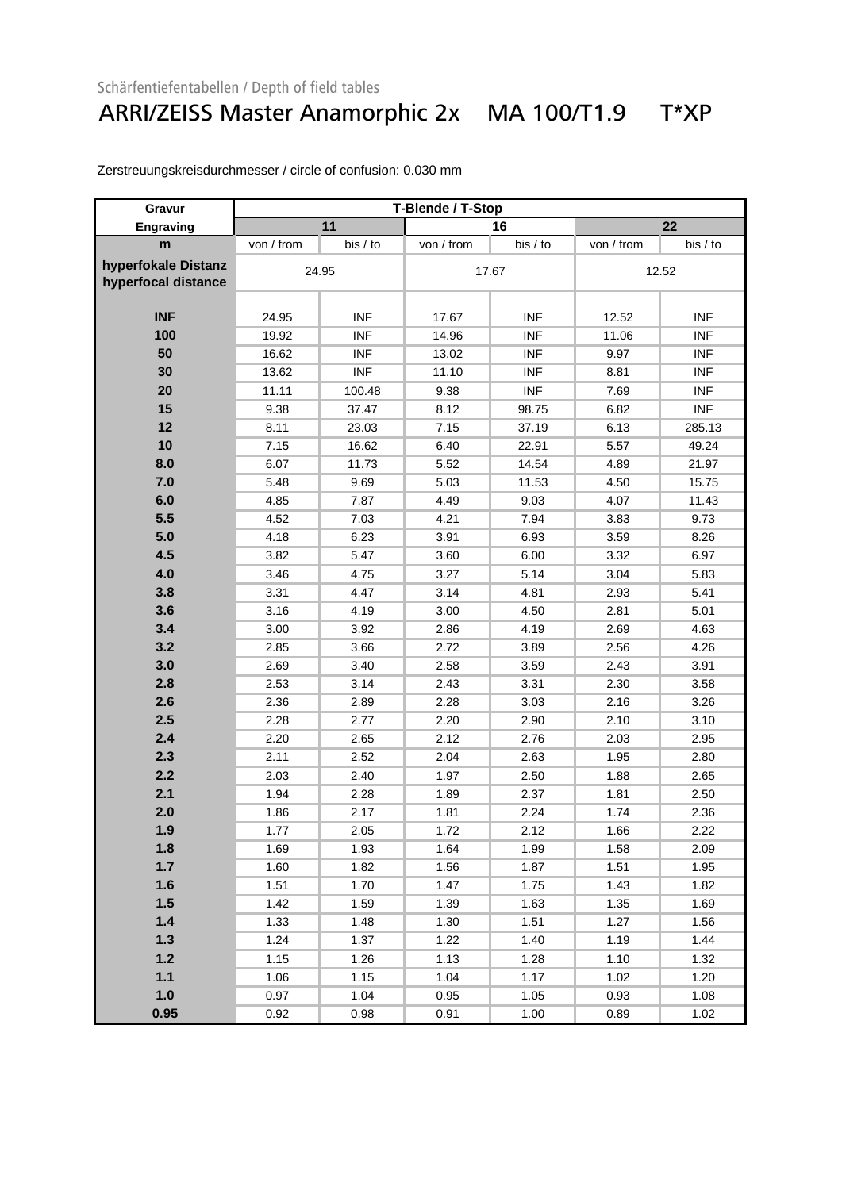Schärfentiefentabellen / Depth of field tables

# ARRI/ZEISS Master Anamorphic 2x MA 100/T1.9 T*XP

Zerstreuungskreisdurchmesser / circle of confusion: 0.030 mm

| Gravur | T-Blende / T-Stop | | | | | |
|---|---|---|---|---|---|---|
| Engraving | 11 | | 16 | | 22 | |
| m | von / from | bis / to | von / from | bis / to | von / from | bis / to |
| hyperfokale Distanz hyperfocal distance | 24.95 | | 17.67 | | 12.52 | |
| INF | 24.95 | INF | 17.67 | INF | 12.52 | INF |
| 100 | 19.92 | INF | 14.96 | INF | 11.06 | INF |
| 50 | 16.62 | INF | 13.02 | INF | 9.97 | INF |
| 30 | 13.62 | INF | 11.10 | INF | 8.81 | INF |
| 20 | 11.11 | 100.48 | 9.38 | INF | 7.69 | INF |
| 15 | 9.38 | 37.47 | 8.12 | 98.75 | 6.82 | INF |
| 12 | 8.11 | 23.03 | 7.15 | 37.19 | 6.13 | 285.13 |
| 10 | 7.15 | 16.62 | 6.40 | 22.91 | 5.57 | 49.24 |
| 8.0 | 6.07 | 11.73 | 5.52 | 14.54 | 4.89 | 21.97 |
| 7.0 | 5.48 | 9.69 | 5.03 | 11.53 | 4.50 | 15.75 |
| 6.0 | 4.85 | 7.87 | 4.49 | 9.03 | 4.07 | 11.43 |
| 5.5 | 4.52 | 7.03 | 4.21 | 7.94 | 3.83 | 9.73 |
| 5.0 | 4.18 | 6.23 | 3.91 | 6.93 | 3.59 | 8.26 |
| 4.5 | 3.82 | 5.47 | 3.60 | 6.00 | 3.32 | 6.97 |
| 4.0 | 3.46 | 4.75 | 3.27 | 5.14 | 3.04 | 5.83 |
| 3.8 | 3.31 | 4.47 | 3.14 | 4.81 | 2.93 | 5.41 |
| 3.6 | 3.16 | 4.19 | 3.00 | 4.50 | 2.81 | 5.01 |
| 3.4 | 3.00 | 3.92 | 2.86 | 4.19 | 2.69 | 4.63 |
| 3.2 | 2.85 | 3.66 | 2.72 | 3.89 | 2.56 | 4.26 |
| 3.0 | 2.69 | 3.40 | 2.58 | 3.59 | 2.43 | 3.91 |
| 2.8 | 2.53 | 3.14 | 2.43 | 3.31 | 2.30 | 3.58 |
| 2.6 | 2.36 | 2.89 | 2.28 | 3.03 | 2.16 | 3.26 |
| 2.5 | 2.28 | 2.77 | 2.20 | 2.90 | 2.10 | 3.10 |
| 2.4 | 2.20 | 2.65 | 2.12 | 2.76 | 2.03 | 2.95 |
| 2.3 | 2.11 | 2.52 | 2.04 | 2.63 | 1.95 | 2.80 |
| 2.2 | 2.03 | 2.40 | 1.97 | 2.50 | 1.88 | 2.65 |
| 2.1 | 1.94 | 2.28 | 1.89 | 2.37 | 1.81 | 2.50 |
| 2.0 | 1.86 | 2.17 | 1.81 | 2.24 | 1.74 | 2.36 |
| 1.9 | 1.77 | 2.05 | 1.72 | 2.12 | 1.66 | 2.22 |
| 1.8 | 1.69 | 1.93 | 1.64 | 1.99 | 1.58 | 2.09 |
| 1.7 | 1.60 | 1.82 | 1.56 | 1.87 | 1.51 | 1.95 |
| 1.6 | 1.51 | 1.70 | 1.47 | 1.75 | 1.43 | 1.82 |
| 1.5 | 1.42 | 1.59 | 1.39 | 1.63 | 1.35 | 1.69 |
| 1.4 | 1.33 | 1.48 | 1.30 | 1.51 | 1.27 | 1.56 |
| 1.3 | 1.24 | 1.37 | 1.22 | 1.40 | 1.19 | 1.44 |
| 1.2 | 1.15 | 1.26 | 1.13 | 1.28 | 1.10 | 1.32 |
| 1.1 | 1.06 | 1.15 | 1.04 | 1.17 | 1.02 | 1.20 |
| 1.0 | 0.97 | 1.04 | 0.95 | 1.05 | 0.93 | 1.08 |
| 0.95 | 0.92 | 0.98 | 0.91 | 1.00 | 0.89 | 1.02 |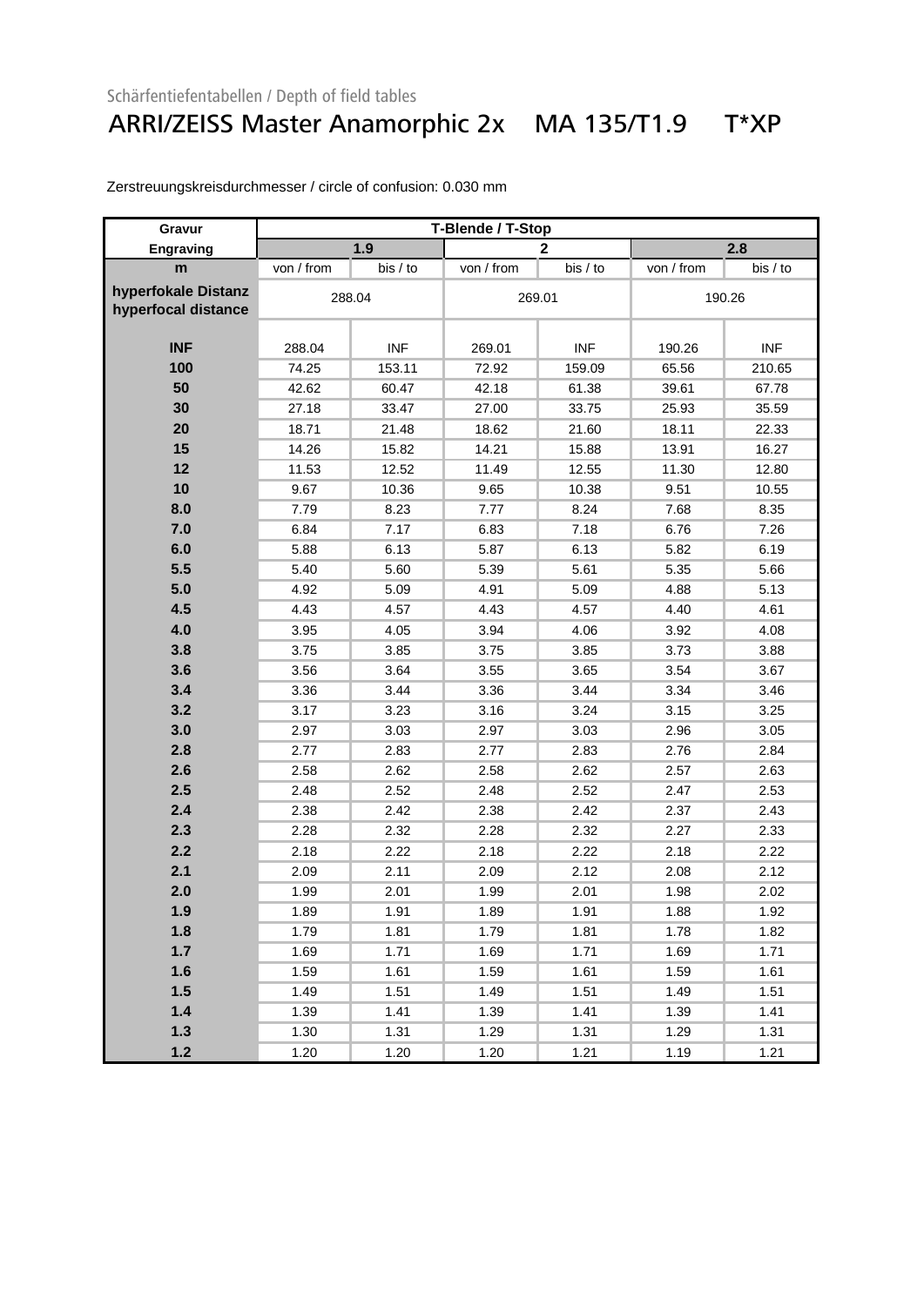Schärfentiefentabellen / Depth of field tables

# ARRI/ZEISS Master Anamorphic 2x MA 135/T1.9 T*XP

Zerstreuungskreisdurchmesser / circle of confusion: 0.030 mm

| Gravur | T-Blende / T-Stop | | | | | |
|---|---|---|---|---|---|---|
| Engraving | 1.9 | | 2 | | 2.8 | |
| m | von / from | bis / to | von / from | bis / to | von / from | bis / to |
| hyperfokale Distanz hyperfocal distance | 288.04 | | 269.01 | | 190.26 | |
| INF | 288.04 | INF | 269.01 | INF | 190.26 | INF |
| 100 | 74.25 | 153.11 | 72.92 | 159.09 | 65.56 | 210.65 |
| 50 | 42.62 | 60.47 | 42.18 | 61.38 | 39.61 | 67.78 |
| 30 | 27.18 | 33.47 | 27.00 | 33.75 | 25.93 | 35.59 |
| 20 | 18.71 | 21.48 | 18.62 | 21.60 | 18.11 | 22.33 |
| 15 | 14.26 | 15.82 | 14.21 | 15.88 | 13.91 | 16.27 |
| 12 | 11.53 | 12.52 | 11.49 | 12.55 | 11.30 | 12.80 |
| 10 | 9.67 | 10.36 | 9.65 | 10.38 | 9.51 | 10.55 |
| 8.0 | 7.79 | 8.23 | 7.77 | 8.24 | 7.68 | 8.35 |
| 7.0 | 6.84 | 7.17 | 6.83 | 7.18 | 6.76 | 7.26 |
| 6.0 | 5.88 | 6.13 | 5.87 | 6.13 | 5.82 | 6.19 |
| 5.5 | 5.40 | 5.60 | 5.39 | 5.61 | 5.35 | 5.66 |
| 5.0 | 4.92 | 5.09 | 4.91 | 5.09 | 4.88 | 5.13 |
| 4.5 | 4.43 | 4.57 | 4.43 | 4.57 | 4.40 | 4.61 |
| 4.0 | 3.95 | 4.05 | 3.94 | 4.06 | 3.92 | 4.08 |
| 3.8 | 3.75 | 3.85 | 3.75 | 3.85 | 3.73 | 3.88 |
| 3.6 | 3.56 | 3.64 | 3.55 | 3.65 | 3.54 | 3.67 |
| 3.4 | 3.36 | 3.44 | 3.36 | 3.44 | 3.34 | 3.46 |
| 3.2 | 3.17 | 3.23 | 3.16 | 3.24 | 3.15 | 3.25 |
| 3.0 | 2.97 | 3.03 | 2.97 | 3.03 | 2.96 | 3.05 |
| 2.8 | 2.77 | 2.83 | 2.77 | 2.83 | 2.76 | 2.84 |
| 2.6 | 2.58 | 2.62 | 2.58 | 2.62 | 2.57 | 2.63 |
| 2.5 | 2.48 | 2.52 | 2.48 | 2.52 | 2.47 | 2.53 |
| 2.4 | 2.38 | 2.42 | 2.38 | 2.42 | 2.37 | 2.43 |
| 2.3 | 2.28 | 2.32 | 2.28 | 2.32 | 2.27 | 2.33 |
| 2.2 | 2.18 | 2.22 | 2.18 | 2.22 | 2.18 | 2.22 |
| 2.1 | 2.09 | 2.11 | 2.09 | 2.12 | 2.08 | 2.12 |
| 2.0 | 1.99 | 2.01 | 1.99 | 2.01 | 1.98 | 2.02 |
| 1.9 | 1.89 | 1.91 | 1.89 | 1.91 | 1.88 | 1.92 |
| 1.8 | 1.79 | 1.81 | 1.79 | 1.81 | 1.78 | 1.82 |
| 1.7 | 1.69 | 1.71 | 1.69 | 1.71 | 1.69 | 1.71 |
| 1.6 | 1.59 | 1.61 | 1.59 | 1.61 | 1.59 | 1.61 |
| 1.5 | 1.49 | 1.51 | 1.49 | 1.51 | 1.49 | 1.51 |
| 1.4 | 1.39 | 1.41 | 1.39 | 1.41 | 1.39 | 1.41 |
| 1.3 | 1.30 | 1.31 | 1.29 | 1.31 | 1.29 | 1.31 |
| 1.2 | 1.20 | 1.20 | 1.20 | 1.21 | 1.19 | 1.21 |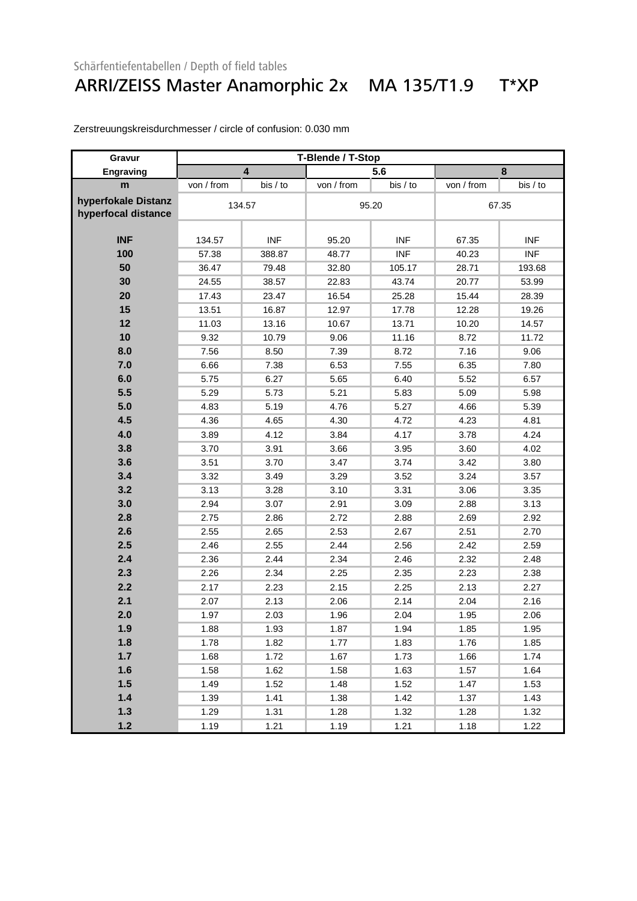Schärfentiefentabellen / Depth of field tables

# ARRI/ZEISS Master Anamorphic 2x MA 135/T1.9 T*XP

Zerstreuungskreisdurchmesser / circle of confusion: 0.030 mm

| Gravur / Engraving | T-Blende / T-Stop | | | | | |
|---|---|---|---|---|---|---|
| | 4 | | 5.6 | | 8 | |
| m | von / from | bis / to | von / from | bis / to | von / from | bis / to |
| hyperfokale Distanz / hyperfocal distance | 134.57 | | 95.20 | | 67.35 | |
| INF | 134.57 | INF | 95.20 | INF | 67.35 | INF |
| 100 | 57.38 | 388.87 | 48.77 | INF | 40.23 | INF |
| 50 | 36.47 | 79.48 | 32.80 | 105.17 | 28.71 | 193.68 |
| 30 | 24.55 | 38.57 | 22.83 | 43.74 | 20.77 | 53.99 |
| 20 | 17.43 | 23.47 | 16.54 | 25.28 | 15.44 | 28.39 |
| 15 | 13.51 | 16.87 | 12.97 | 17.78 | 12.28 | 19.26 |
| 12 | 11.03 | 13.16 | 10.67 | 13.71 | 10.20 | 14.57 |
| 10 | 9.32 | 10.79 | 9.06 | 11.16 | 8.72 | 11.72 |
| 8.0 | 7.56 | 8.50 | 7.39 | 8.72 | 7.16 | 9.06 |
| 7.0 | 6.66 | 7.38 | 6.53 | 7.55 | 6.35 | 7.80 |
| 6.0 | 5.75 | 6.27 | 5.65 | 6.40 | 5.52 | 6.57 |
| 5.5 | 5.29 | 5.73 | 5.21 | 5.83 | 5.09 | 5.98 |
| 5.0 | 4.83 | 5.19 | 4.76 | 5.27 | 4.66 | 5.39 |
| 4.5 | 4.36 | 4.65 | 4.30 | 4.72 | 4.23 | 4.81 |
| 4.0 | 3.89 | 4.12 | 3.84 | 4.17 | 3.78 | 4.24 |
| 3.8 | 3.70 | 3.91 | 3.66 | 3.95 | 3.60 | 4.02 |
| 3.6 | 3.51 | 3.70 | 3.47 | 3.74 | 3.42 | 3.80 |
| 3.4 | 3.32 | 3.49 | 3.29 | 3.52 | 3.24 | 3.57 |
| 3.2 | 3.13 | 3.28 | 3.10 | 3.31 | 3.06 | 3.35 |
| 3.0 | 2.94 | 3.07 | 2.91 | 3.09 | 2.88 | 3.13 |
| 2.8 | 2.75 | 2.86 | 2.72 | 2.88 | 2.69 | 2.92 |
| 2.6 | 2.55 | 2.65 | 2.53 | 2.67 | 2.51 | 2.70 |
| 2.5 | 2.46 | 2.55 | 2.44 | 2.56 | 2.42 | 2.59 |
| 2.4 | 2.36 | 2.44 | 2.34 | 2.46 | 2.32 | 2.48 |
| 2.3 | 2.26 | 2.34 | 2.25 | 2.35 | 2.23 | 2.38 |
| 2.2 | 2.17 | 2.23 | 2.15 | 2.25 | 2.13 | 2.27 |
| 2.1 | 2.07 | 2.13 | 2.06 | 2.14 | 2.04 | 2.16 |
| 2.0 | 1.97 | 2.03 | 1.96 | 2.04 | 1.95 | 2.06 |
| 1.9 | 1.88 | 1.93 | 1.87 | 1.94 | 1.85 | 1.95 |
| 1.8 | 1.78 | 1.82 | 1.77 | 1.83 | 1.76 | 1.85 |
| 1.7 | 1.68 | 1.72 | 1.67 | 1.73 | 1.66 | 1.74 |
| 1.6 | 1.58 | 1.62 | 1.58 | 1.63 | 1.57 | 1.64 |
| 1.5 | 1.49 | 1.52 | 1.48 | 1.52 | 1.47 | 1.53 |
| 1.4 | 1.39 | 1.41 | 1.38 | 1.42 | 1.37 | 1.43 |
| 1.3 | 1.29 | 1.31 | 1.28 | 1.32 | 1.28 | 1.32 |
| 1.2 | 1.19 | 1.21 | 1.19 | 1.21 | 1.18 | 1.22 |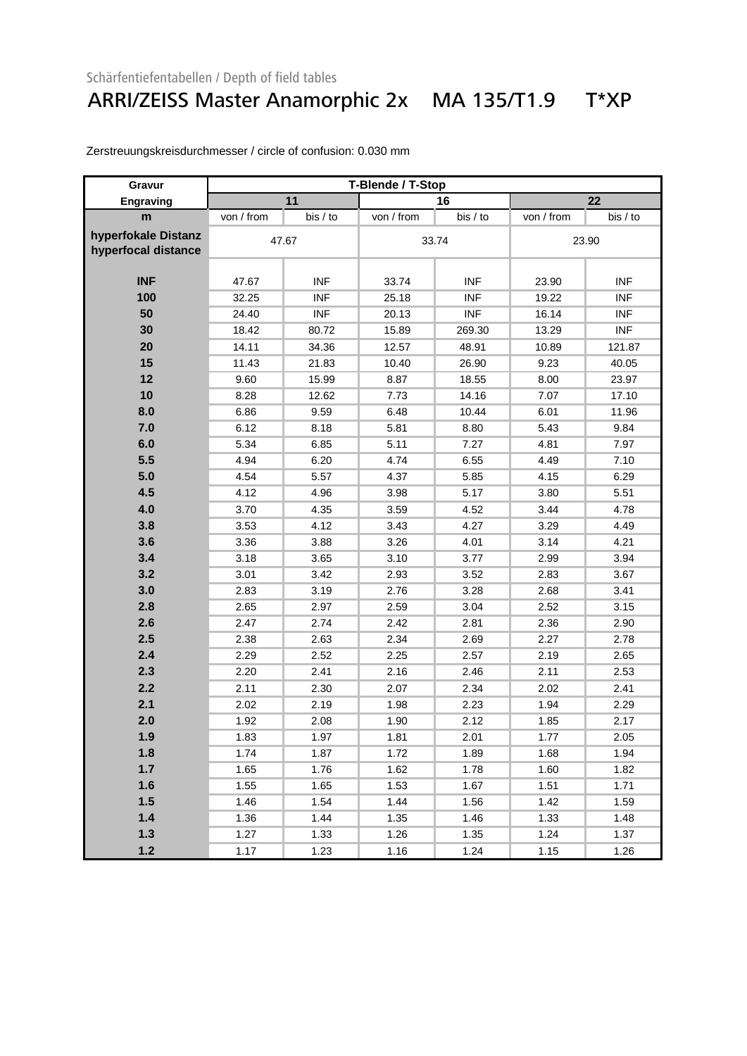Schärfentiefentabellen / Depth of field tables

# ARRI/ZEISS Master Anamorphic 2x MA 135/T1.9 T*XP

Zerstreuungskreisdurchmesser / circle of confusion: 0.030 mm

| Gravur | T-Blende / T-Stop | | | | | |
|---|---|---|---|---|---|---|
| Engraving | 11 | | 16 | | 22 | |
| m | von / from | bis / to | von / from | bis / to | von / from | bis / to |
| hyperfokale Distanz hyperfocal distance | 47.67 | | 33.74 | | 23.90 | |
| INF | 47.67 | INF | 33.74 | INF | 23.90 | INF |
| 100 | 32.25 | INF | 25.18 | INF | 19.22 | INF |
| 50 | 24.40 | INF | 20.13 | INF | 16.14 | INF |
| 30 | 18.42 | 80.72 | 15.89 | 269.30 | 13.29 | INF |
| 20 | 14.11 | 34.36 | 12.57 | 48.91 | 10.89 | 121.87 |
| 15 | 11.43 | 21.83 | 10.40 | 26.90 | 9.23 | 40.05 |
| 12 | 9.60 | 15.99 | 8.87 | 18.55 | 8.00 | 23.97 |
| 10 | 8.28 | 12.62 | 7.73 | 14.16 | 7.07 | 17.10 |
| 8.0 | 6.86 | 9.59 | 6.48 | 10.44 | 6.01 | 11.96 |
| 7.0 | 6.12 | 8.18 | 5.81 | 8.80 | 5.43 | 9.84 |
| 6.0 | 5.34 | 6.85 | 5.11 | 7.27 | 4.81 | 7.97 |
| 5.5 | 4.94 | 6.20 | 4.74 | 6.55 | 4.49 | 7.10 |
| 5.0 | 4.54 | 5.57 | 4.37 | 5.85 | 4.15 | 6.29 |
| 4.5 | 4.12 | 4.96 | 3.98 | 5.17 | 3.80 | 5.51 |
| 4.0 | 3.70 | 4.35 | 3.59 | 4.52 | 3.44 | 4.78 |
| 3.8 | 3.53 | 4.12 | 3.43 | 4.27 | 3.29 | 4.49 |
| 3.6 | 3.36 | 3.88 | 3.26 | 4.01 | 3.14 | 4.21 |
| 3.4 | 3.18 | 3.65 | 3.10 | 3.77 | 2.99 | 3.94 |
| 3.2 | 3.01 | 3.42 | 2.93 | 3.52 | 2.83 | 3.67 |
| 3.0 | 2.83 | 3.19 | 2.76 | 3.28 | 2.68 | 3.41 |
| 2.8 | 2.65 | 2.97 | 2.59 | 3.04 | 2.52 | 3.15 |
| 2.6 | 2.47 | 2.74 | 2.42 | 2.81 | 2.36 | 2.90 |
| 2.5 | 2.38 | 2.63 | 2.34 | 2.69 | 2.27 | 2.78 |
| 2.4 | 2.29 | 2.52 | 2.25 | 2.57 | 2.19 | 2.65 |
| 2.3 | 2.20 | 2.41 | 2.16 | 2.46 | 2.11 | 2.53 |
| 2.2 | 2.11 | 2.30 | 2.07 | 2.34 | 2.02 | 2.41 |
| 2.1 | 2.02 | 2.19 | 1.98 | 2.23 | 1.94 | 2.29 |
| 2.0 | 1.92 | 2.08 | 1.90 | 2.12 | 1.85 | 2.17 |
| 1.9 | 1.83 | 1.97 | 1.81 | 2.01 | 1.77 | 2.05 |
| 1.8 | 1.74 | 1.87 | 1.72 | 1.89 | 1.68 | 1.94 |
| 1.7 | 1.65 | 1.76 | 1.62 | 1.78 | 1.60 | 1.82 |
| 1.6 | 1.55 | 1.65 | 1.53 | 1.67 | 1.51 | 1.71 |
| 1.5 | 1.46 | 1.54 | 1.44 | 1.56 | 1.42 | 1.59 |
| 1.4 | 1.36 | 1.44 | 1.35 | 1.46 | 1.33 | 1.48 |
| 1.3 | 1.27 | 1.33 | 1.26 | 1.35 | 1.24 | 1.37 |
| 1.2 | 1.17 | 1.23 | 1.16 | 1.24 | 1.15 | 1.26 |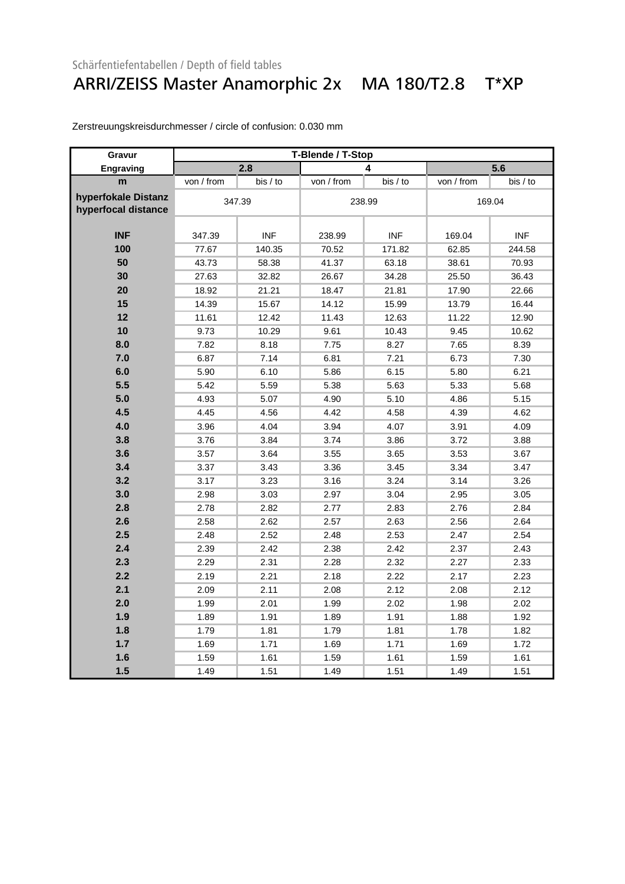Schärfentiefentabellen / Depth of field tables

# ARRI/ZEISS Master Anamorphic 2x MA 180/T2.8 T*XP

Zerstreuungskreisdurchmesser / circle of confusion: 0.030 mm

| Gravur | T-Blende / T-Stop | | | | | |
|---|---|---|---|---|---|---|
| Engraving | 2.8 | | 4 | | 5.6 | |
| m | von / from | bis / to | von / from | bis / to | von / from | bis / to |
| hyperfokale Distanz hyperfocal distance | 347.39 | | 238.99 | | 169.04 | |
| INF | 347.39 | INF | 238.99 | INF | 169.04 | INF |
| 100 | 77.67 | 140.35 | 70.52 | 171.82 | 62.85 | 244.58 |
| 50 | 43.73 | 58.38 | 41.37 | 63.18 | 38.61 | 70.93 |
| 30 | 27.63 | 32.82 | 26.67 | 34.28 | 25.50 | 36.43 |
| 20 | 18.92 | 21.21 | 18.47 | 21.81 | 17.90 | 22.66 |
| 15 | 14.39 | 15.67 | 14.12 | 15.99 | 13.79 | 16.44 |
| 12 | 11.61 | 12.42 | 11.43 | 12.63 | 11.22 | 12.90 |
| 10 | 9.73 | 10.29 | 9.61 | 10.43 | 9.45 | 10.62 |
| 8.0 | 7.82 | 8.18 | 7.75 | 8.27 | 7.65 | 8.39 |
| 7.0 | 6.87 | 7.14 | 6.81 | 7.21 | 6.73 | 7.30 |
| 6.0 | 5.90 | 6.10 | 5.86 | 6.15 | 5.80 | 6.21 |
| 5.5 | 5.42 | 5.59 | 5.38 | 5.63 | 5.33 | 5.68 |
| 5.0 | 4.93 | 5.07 | 4.90 | 5.10 | 4.86 | 5.15 |
| 4.5 | 4.45 | 4.56 | 4.42 | 4.58 | 4.39 | 4.62 |
| 4.0 | 3.96 | 4.04 | 3.94 | 4.07 | 3.91 | 4.09 |
| 3.8 | 3.76 | 3.84 | 3.74 | 3.86 | 3.72 | 3.88 |
| 3.6 | 3.57 | 3.64 | 3.55 | 3.65 | 3.53 | 3.67 |
| 3.4 | 3.37 | 3.43 | 3.36 | 3.45 | 3.34 | 3.47 |
| 3.2 | 3.17 | 3.23 | 3.16 | 3.24 | 3.14 | 3.26 |
| 3.0 | 2.98 | 3.03 | 2.97 | 3.04 | 2.95 | 3.05 |
| 2.8 | 2.78 | 2.82 | 2.77 | 2.83 | 2.76 | 2.84 |
| 2.6 | 2.58 | 2.62 | 2.57 | 2.63 | 2.56 | 2.64 |
| 2.5 | 2.48 | 2.52 | 2.48 | 2.53 | 2.47 | 2.54 |
| 2.4 | 2.39 | 2.42 | 2.38 | 2.42 | 2.37 | 2.43 |
| 2.3 | 2.29 | 2.31 | 2.28 | 2.32 | 2.27 | 2.33 |
| 2.2 | 2.19 | 2.21 | 2.18 | 2.22 | 2.17 | 2.23 |
| 2.1 | 2.09 | 2.11 | 2.08 | 2.12 | 2.08 | 2.12 |
| 2.0 | 1.99 | 2.01 | 1.99 | 2.02 | 1.98 | 2.02 |
| 1.9 | 1.89 | 1.91 | 1.89 | 1.91 | 1.88 | 1.92 |
| 1.8 | 1.79 | 1.81 | 1.79 | 1.81 | 1.78 | 1.82 |
| 1.7 | 1.69 | 1.71 | 1.69 | 1.71 | 1.69 | 1.72 |
| 1.6 | 1.59 | 1.61 | 1.59 | 1.61 | 1.59 | 1.61 |
| 1.5 | 1.49 | 1.51 | 1.49 | 1.51 | 1.49 | 1.51 |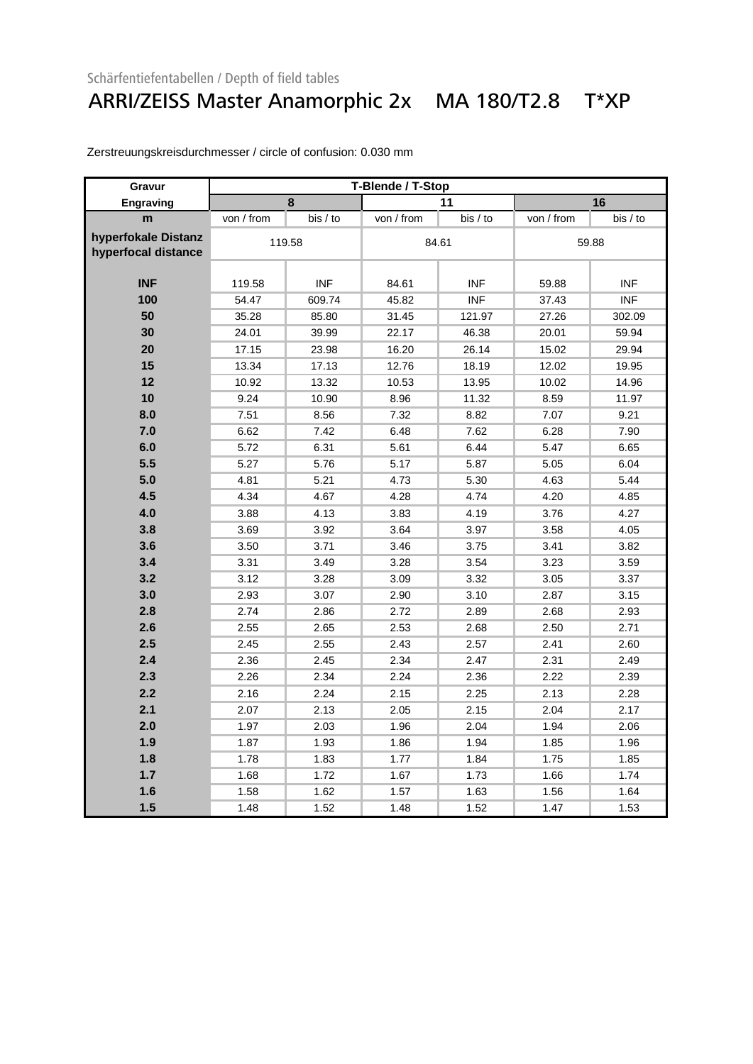Schärfentiefentabellen / Depth of field tables

# ARRI/ZEISS Master Anamorphic 2x MA 180/T2.8 T*XP

Zerstreuungskreisdurchmesser / circle of confusion: 0.030 mm

| Gravur / Engraving | T-Blende / T-Stop | | | | | |
|---|---|---|---|---|---|---|
| | 8 | | 11 | | 16 | |
| m | von / from | bis / to | von / from | bis / to | von / from | bis / to |
| hyperfokale Distanz / hyperfocal distance | 119.58 | | 84.61 | | 59.88 | |
| INF | 119.58 | INF | 84.61 | INF | 59.88 | INF |
| 100 | 54.47 | 609.74 | 45.82 | INF | 37.43 | INF |
| 50 | 35.28 | 85.80 | 31.45 | 121.97 | 27.26 | 302.09 |
| 30 | 24.01 | 39.99 | 22.17 | 46.38 | 20.01 | 59.94 |
| 20 | 17.15 | 23.98 | 16.20 | 26.14 | 15.02 | 29.94 |
| 15 | 13.34 | 17.13 | 12.76 | 18.19 | 12.02 | 19.95 |
| 12 | 10.92 | 13.32 | 10.53 | 13.95 | 10.02 | 14.96 |
| 10 | 9.24 | 10.90 | 8.96 | 11.32 | 8.59 | 11.97 |
| 8.0 | 7.51 | 8.56 | 7.32 | 8.82 | 7.07 | 9.21 |
| 7.0 | 6.62 | 7.42 | 6.48 | 7.62 | 6.28 | 7.90 |
| 6.0 | 5.72 | 6.31 | 5.61 | 6.44 | 5.47 | 6.65 |
| 5.5 | 5.27 | 5.76 | 5.17 | 5.87 | 5.05 | 6.04 |
| 5.0 | 4.81 | 5.21 | 4.73 | 5.30 | 4.63 | 5.44 |
| 4.5 | 4.34 | 4.67 | 4.28 | 4.74 | 4.20 | 4.85 |
| 4.0 | 3.88 | 4.13 | 3.83 | 4.19 | 3.76 | 4.27 |
| 3.8 | 3.69 | 3.92 | 3.64 | 3.97 | 3.58 | 4.05 |
| 3.6 | 3.50 | 3.71 | 3.46 | 3.75 | 3.41 | 3.82 |
| 3.4 | 3.31 | 3.49 | 3.28 | 3.54 | 3.23 | 3.59 |
| 3.2 | 3.12 | 3.28 | 3.09 | 3.32 | 3.05 | 3.37 |
| 3.0 | 2.93 | 3.07 | 2.90 | 3.10 | 2.87 | 3.15 |
| 2.8 | 2.74 | 2.86 | 2.72 | 2.89 | 2.68 | 2.93 |
| 2.6 | 2.55 | 2.65 | 2.53 | 2.68 | 2.50 | 2.71 |
| 2.5 | 2.45 | 2.55 | 2.43 | 2.57 | 2.41 | 2.60 |
| 2.4 | 2.36 | 2.45 | 2.34 | 2.47 | 2.31 | 2.49 |
| 2.3 | 2.26 | 2.34 | 2.24 | 2.36 | 2.22 | 2.39 |
| 2.2 | 2.16 | 2.24 | 2.15 | 2.25 | 2.13 | 2.28 |
| 2.1 | 2.07 | 2.13 | 2.05 | 2.15 | 2.04 | 2.17 |
| 2.0 | 1.97 | 2.03 | 1.96 | 2.04 | 1.94 | 2.06 |
| 1.9 | 1.87 | 1.93 | 1.86 | 1.94 | 1.85 | 1.96 |
| 1.8 | 1.78 | 1.83 | 1.77 | 1.84 | 1.75 | 1.85 |
| 1.7 | 1.68 | 1.72 | 1.67 | 1.73 | 1.66 | 1.74 |
| 1.6 | 1.58 | 1.62 | 1.57 | 1.63 | 1.56 | 1.64 |
| 1.5 | 1.48 | 1.52 | 1.48 | 1.52 | 1.47 | 1.53 |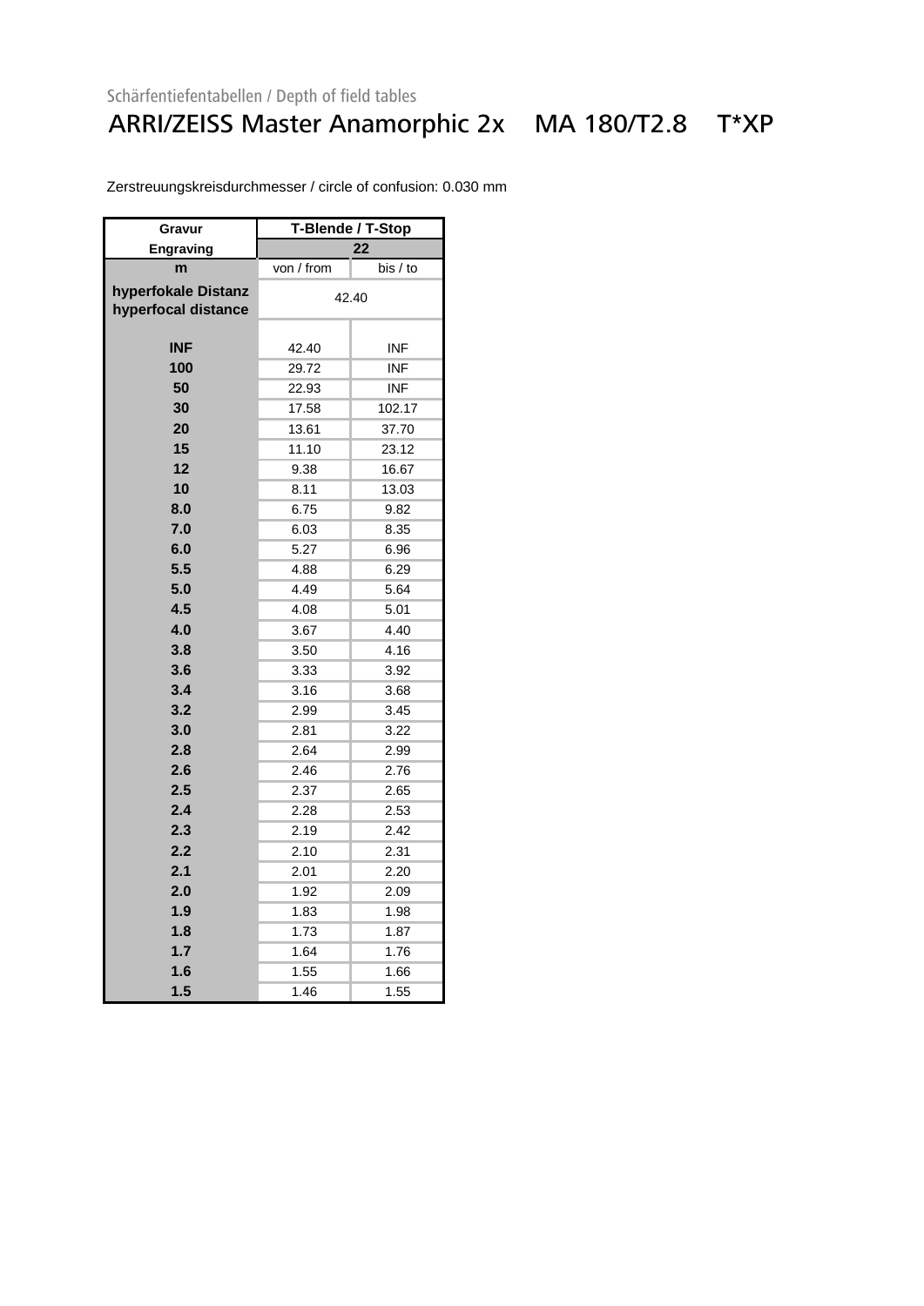Schärfentiefentabellen / Depth of field tables

# ARRI/ZEISS Master Anamorphic 2x MA 180/T2.8 T*XP

Zerstreuungskreisdurchmesser / circle of confusion: 0.030 mm

| Gravur / Engraving | T-Blende / T-Stop | |
|---|---|---|
| | 22 | |
| m | von / from | bis / to |
| hyperfokale Distanz / hyperfocal distance | 42.40 | |
| INF | 42.40 | INF |
| 100 | 29.72 | INF |
| 50 | 22.93 | INF |
| 30 | 17.58 | 102.17 |
| 20 | 13.61 | 37.70 |
| 15 | 11.10 | 23.12 |
| 12 | 9.38 | 16.67 |
| 10 | 8.11 | 13.03 |
| 8.0 | 6.75 | 9.82 |
| 7.0 | 6.03 | 8.35 |
| 6.0 | 5.27 | 6.96 |
| 5.5 | 4.88 | 6.29 |
| 5.0 | 4.49 | 5.64 |
| 4.5 | 4.08 | 5.01 |
| 4.0 | 3.67 | 4.40 |
| 3.8 | 3.50 | 4.16 |
| 3.6 | 3.33 | 3.92 |
| 3.4 | 3.16 | 3.68 |
| 3.2 | 2.99 | 3.45 |
| 3.0 | 2.81 | 3.22 |
| 2.8 | 2.64 | 2.99 |
| 2.6 | 2.46 | 2.76 |
| 2.5 | 2.37 | 2.65 |
| 2.4 | 2.28 | 2.53 |
| 2.3 | 2.19 | 2.42 |
| 2.2 | 2.10 | 2.31 |
| 2.1 | 2.01 | 2.20 |
| 2.0 | 1.92 | 2.09 |
| 1.9 | 1.83 | 1.98 |
| 1.8 | 1.73 | 1.87 |
| 1.7 | 1.64 | 1.76 |
| 1.6 | 1.55 | 1.66 |
| 1.5 | 1.46 | 1.55 |